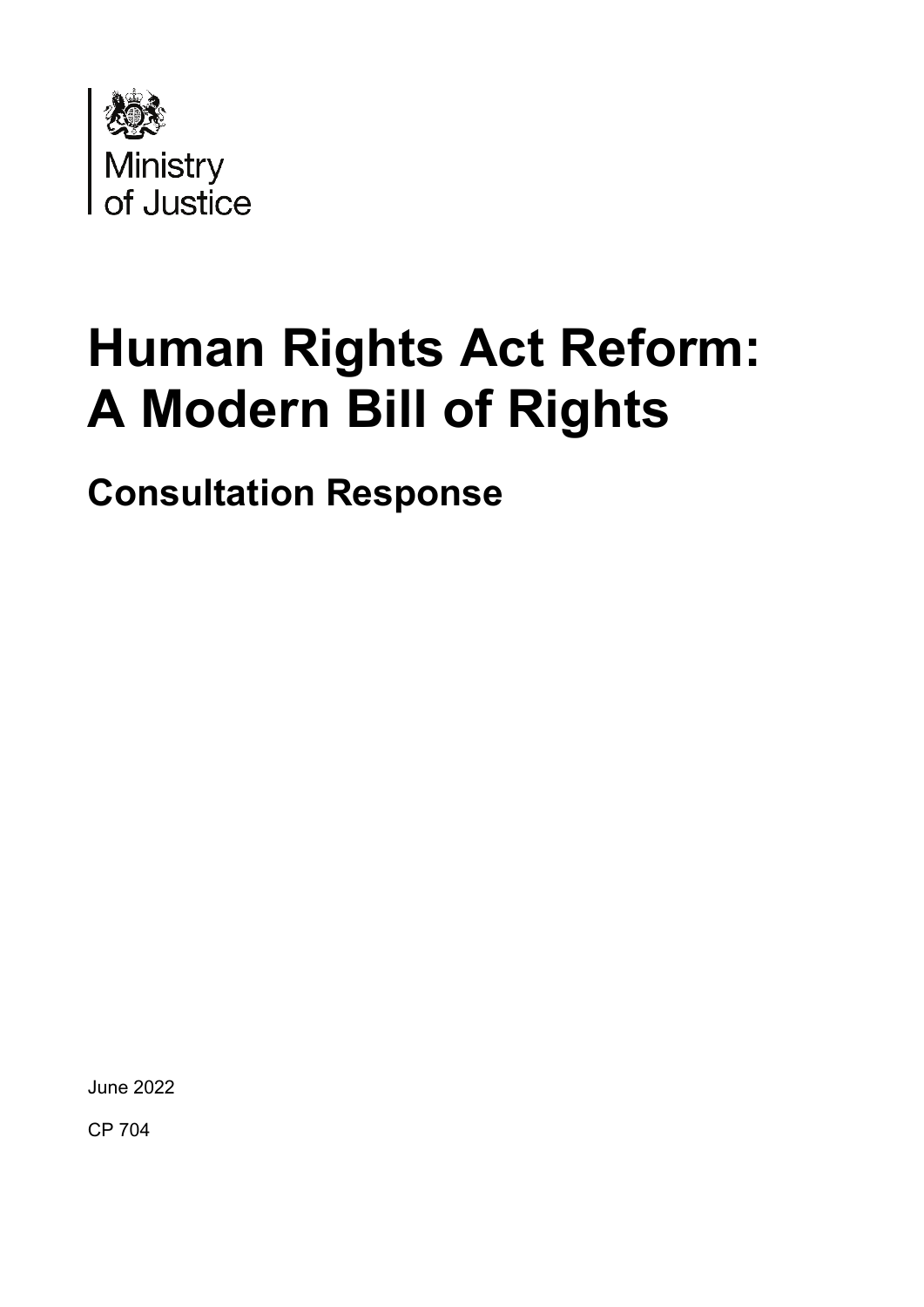Ministry of Justice

# Human Rights Act Reform: A Modern Bill of Rights

## Consultation Response

June 2022

CP 704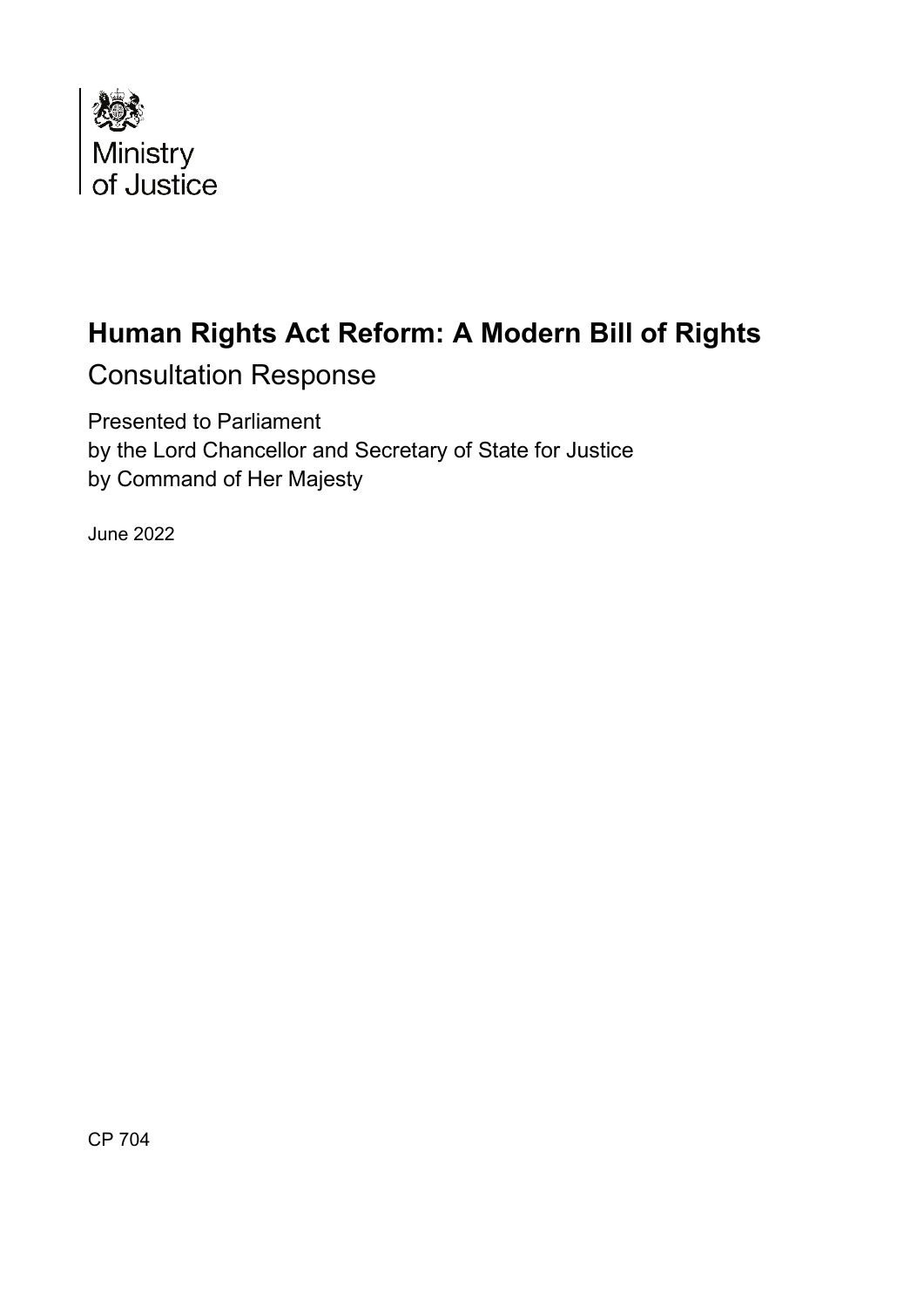Ministry of Justice

# Human Rights Act Reform: A Modern Bill of Rights

## Consultation Response

Presented to Parliament
by the Lord Chancellor and Secretary of State for Justice
by Command of Her Majesty

June 2022

CP 704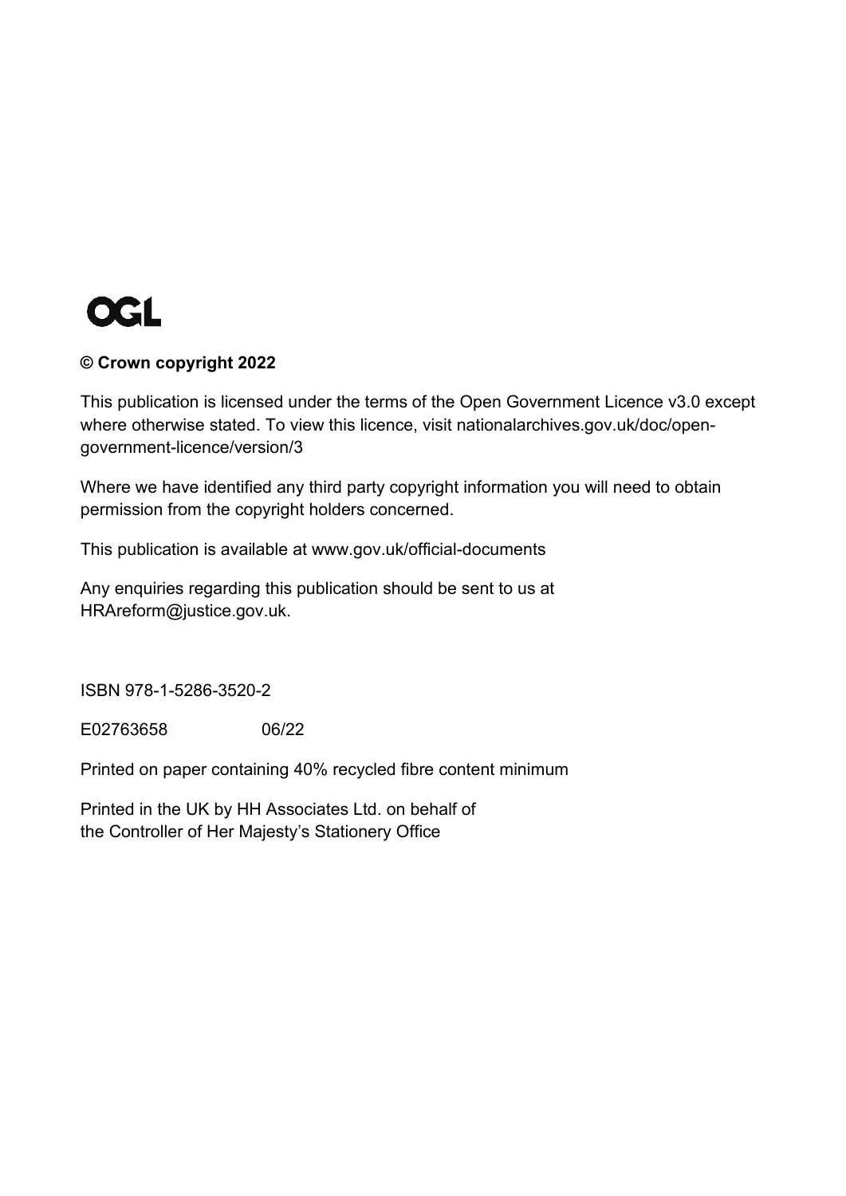OGL

**© Crown copyright 2022**

This publication is licensed under the terms of the Open Government Licence v3.0 except where otherwise stated. To view this licence, visit nationalarchives.gov.uk/doc/open-government-licence/version/3

Where we have identified any third party copyright information you will need to obtain permission from the copyright holders concerned.

This publication is available at www.gov.uk/official-documents

Any enquiries regarding this publication should be sent to us at HRAreform@justice.gov.uk.

ISBN 978-1-5286-3520-2

E02763658 06/22

Printed on paper containing 40% recycled fibre content minimum

Printed in the UK by HH Associates Ltd. on behalf of the Controller of Her Majesty's Stationery Office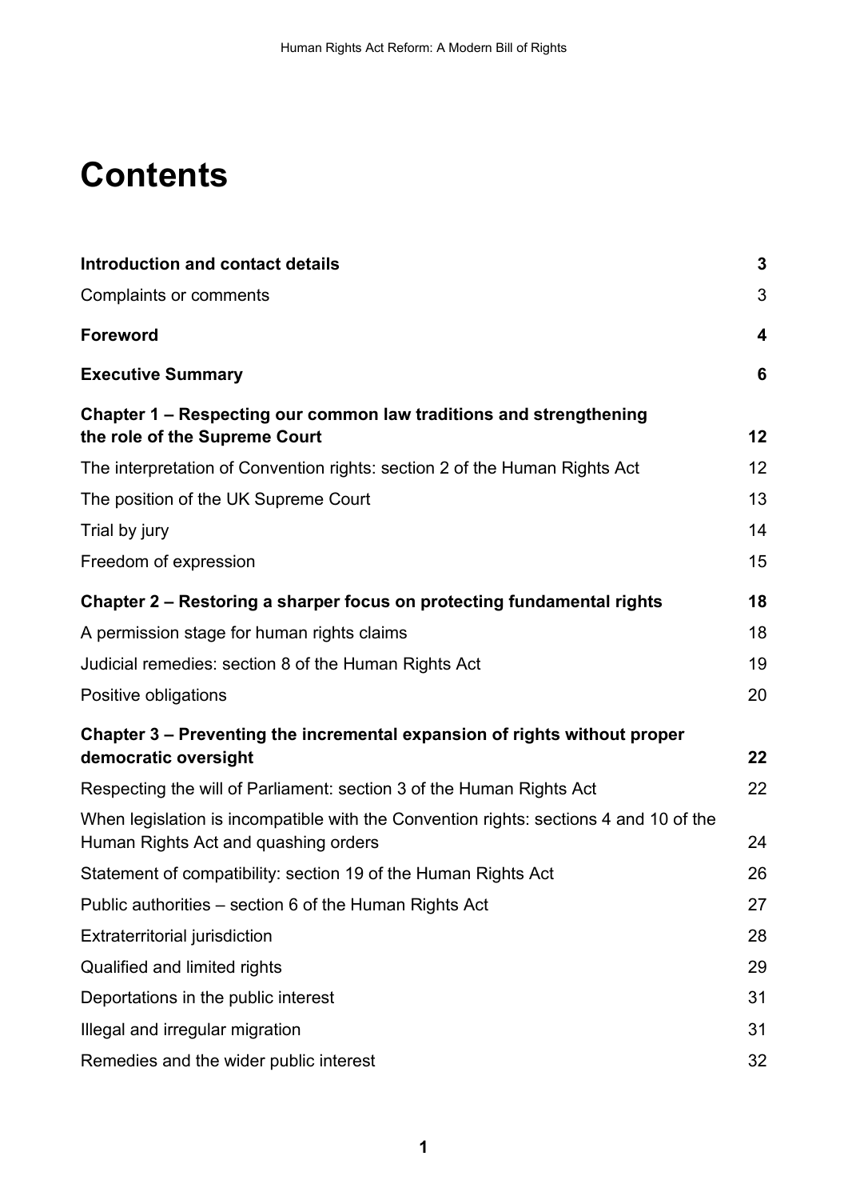# Contents

| | |
|---|---|
| **Introduction and contact details** | **3** |
| Complaints or comments | 3 |
| **Foreword** | **4** |
| **Executive Summary** | **6** |
| **Chapter 1 – Respecting our common law traditions and strengthening the role of the Supreme Court** | **12** |
| The interpretation of Convention rights: section 2 of the Human Rights Act | 12 |
| The position of the UK Supreme Court | 13 |
| Trial by jury | 14 |
| Freedom of expression | 15 |
| **Chapter 2 – Restoring a sharper focus on protecting fundamental rights** | **18** |
| A permission stage for human rights claims | 18 |
| Judicial remedies: section 8 of the Human Rights Act | 19 |
| Positive obligations | 20 |
| **Chapter 3 – Preventing the incremental expansion of rights without proper democratic oversight** | **22** |
| Respecting the will of Parliament: section 3 of the Human Rights Act | 22 |
| When legislation is incompatible with the Convention rights: sections 4 and 10 of the Human Rights Act and quashing orders | 24 |
| Statement of compatibility: section 19 of the Human Rights Act | 26 |
| Public authorities – section 6 of the Human Rights Act | 27 |
| Extraterritorial jurisdiction | 28 |
| Qualified and limited rights | 29 |
| Deportations in the public interest | 31 |
| Illegal and irregular migration | 31 |
| Remedies and the wider public interest | 32 |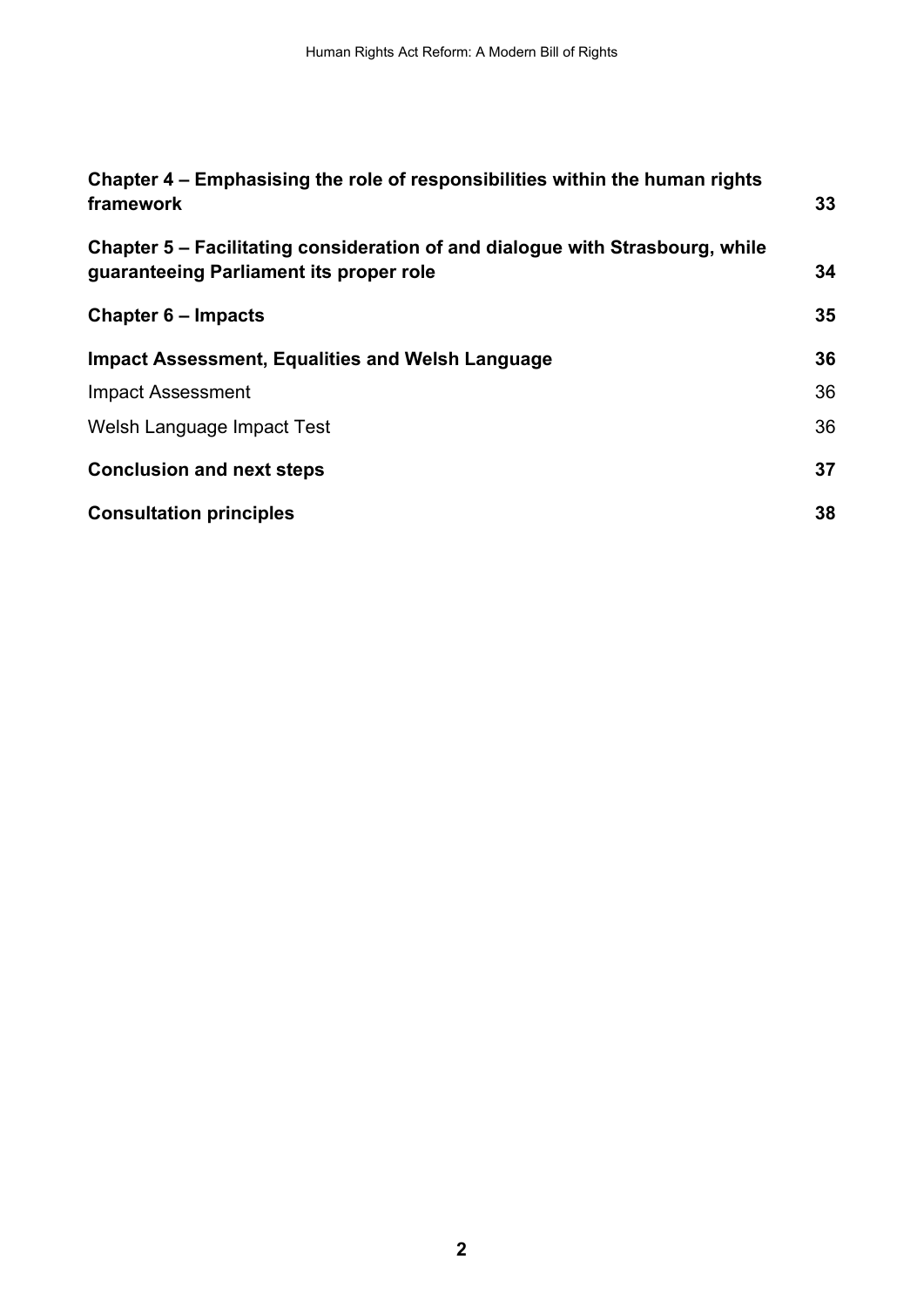**Chapter 4 – Emphasising the role of responsibilities within the human rights framework** 33

**Chapter 5 – Facilitating consideration of and dialogue with Strasbourg, while guaranteeing Parliament its proper role** 34

**Chapter 6 – Impacts** 35

**Impact Assessment, Equalities and Welsh Language** 36

Impact Assessment 36

Welsh Language Impact Test 36

**Conclusion and next steps** 37

**Consultation principles** 38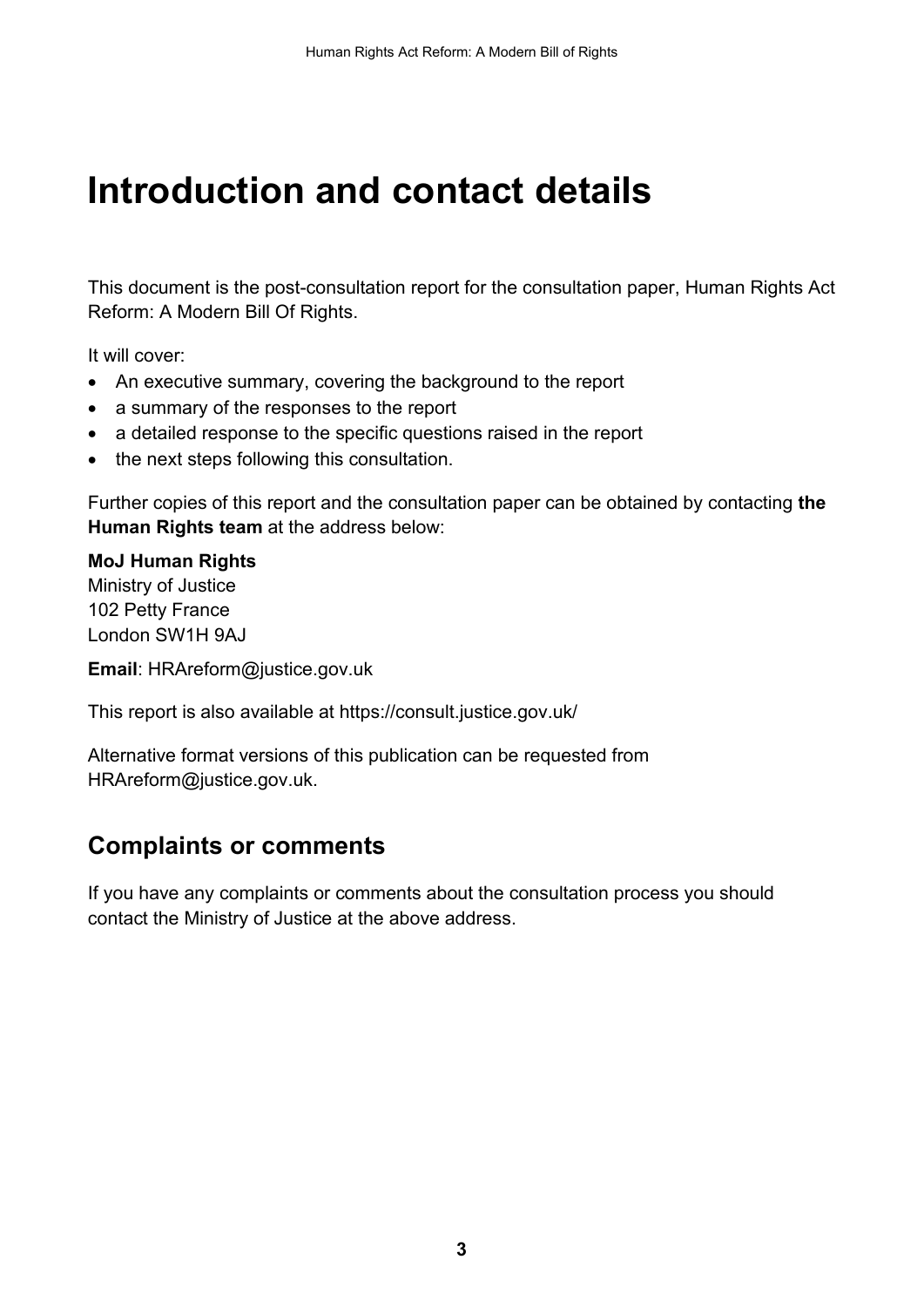# Introduction and contact details

This document is the post-consultation report for the consultation paper, Human Rights Act Reform: A Modern Bill Of Rights.

It will cover:

- An executive summary, covering the background to the report
- a summary of the responses to the report
- a detailed response to the specific questions raised in the report
- the next steps following this consultation.

Further copies of this report and the consultation paper can be obtained by contacting **the Human Rights team** at the address below:

**MoJ Human Rights**
Ministry of Justice
102 Petty France
London SW1H 9AJ

**Email**: HRAreform@justice.gov.uk

This report is also available at https://consult.justice.gov.uk/

Alternative format versions of this publication can be requested from HRAreform@justice.gov.uk.

## Complaints or comments

If you have any complaints or comments about the consultation process you should contact the Ministry of Justice at the above address.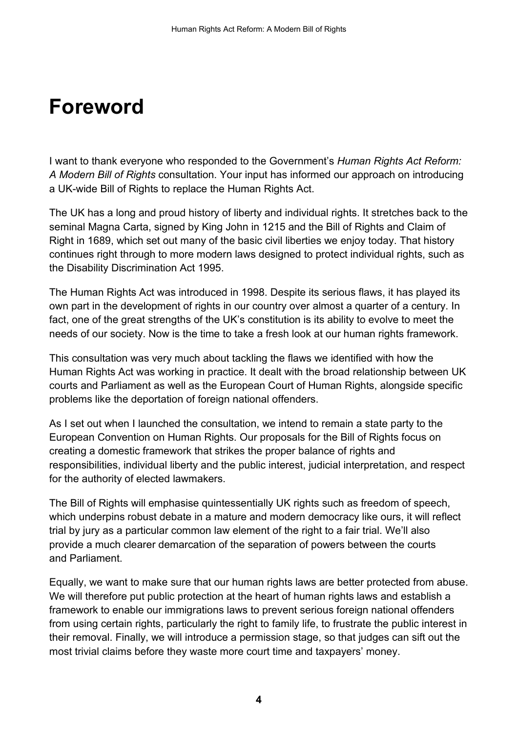# Foreword

I want to thank everyone who responded to the Government's *Human Rights Act Reform: A Modern Bill of Rights* consultation. Your input has informed our approach on introducing a UK-wide Bill of Rights to replace the Human Rights Act.

The UK has a long and proud history of liberty and individual rights. It stretches back to the seminal Magna Carta, signed by King John in 1215 and the Bill of Rights and Claim of Right in 1689, which set out many of the basic civil liberties we enjoy today. That history continues right through to more modern laws designed to protect individual rights, such as the Disability Discrimination Act 1995.

The Human Rights Act was introduced in 1998. Despite its serious flaws, it has played its own part in the development of rights in our country over almost a quarter of a century. In fact, one of the great strengths of the UK's constitution is its ability to evolve to meet the needs of our society. Now is the time to take a fresh look at our human rights framework.

This consultation was very much about tackling the flaws we identified with how the Human Rights Act was working in practice. It dealt with the broad relationship between UK courts and Parliament as well as the European Court of Human Rights, alongside specific problems like the deportation of foreign national offenders.

As I set out when I launched the consultation, we intend to remain a state party to the European Convention on Human Rights. Our proposals for the Bill of Rights focus on creating a domestic framework that strikes the proper balance of rights and responsibilities, individual liberty and the public interest, judicial interpretation, and respect for the authority of elected lawmakers.

The Bill of Rights will emphasise quintessentially UK rights such as freedom of speech, which underpins robust debate in a mature and modern democracy like ours, it will reflect trial by jury as a particular common law element of the right to a fair trial. We'll also provide a much clearer demarcation of the separation of powers between the courts and Parliament.

Equally, we want to make sure that our human rights laws are better protected from abuse. We will therefore put public protection at the heart of human rights laws and establish a framework to enable our immigrations laws to prevent serious foreign national offenders from using certain rights, particularly the right to family life, to frustrate the public interest in their removal. Finally, we will introduce a permission stage, so that judges can sift out the most trivial claims before they waste more court time and taxpayers' money.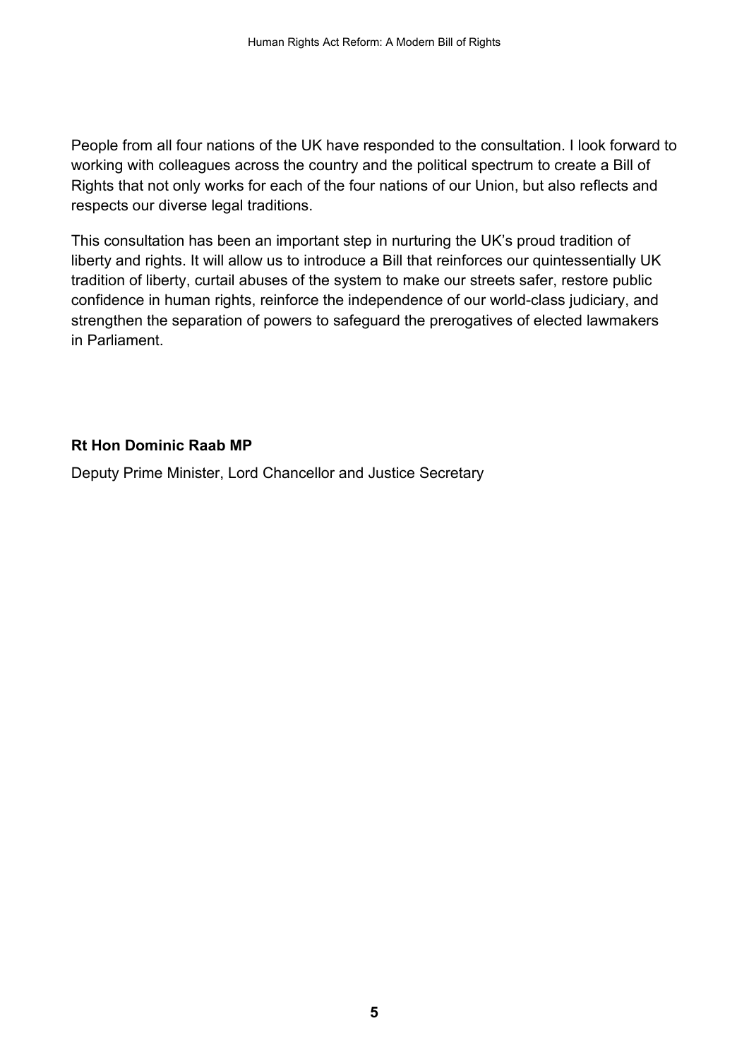People from all four nations of the UK have responded to the consultation. I look forward to working with colleagues across the country and the political spectrum to create a Bill of Rights that not only works for each of the four nations of our Union, but also reflects and respects our diverse legal traditions.

This consultation has been an important step in nurturing the UK's proud tradition of liberty and rights. It will allow us to introduce a Bill that reinforces our quintessentially UK tradition of liberty, curtail abuses of the system to make our streets safer, restore public confidence in human rights, reinforce the independence of our world-class judiciary, and strengthen the separation of powers to safeguard the prerogatives of elected lawmakers in Parliament.

**Rt Hon Dominic Raab MP**

Deputy Prime Minister, Lord Chancellor and Justice Secretary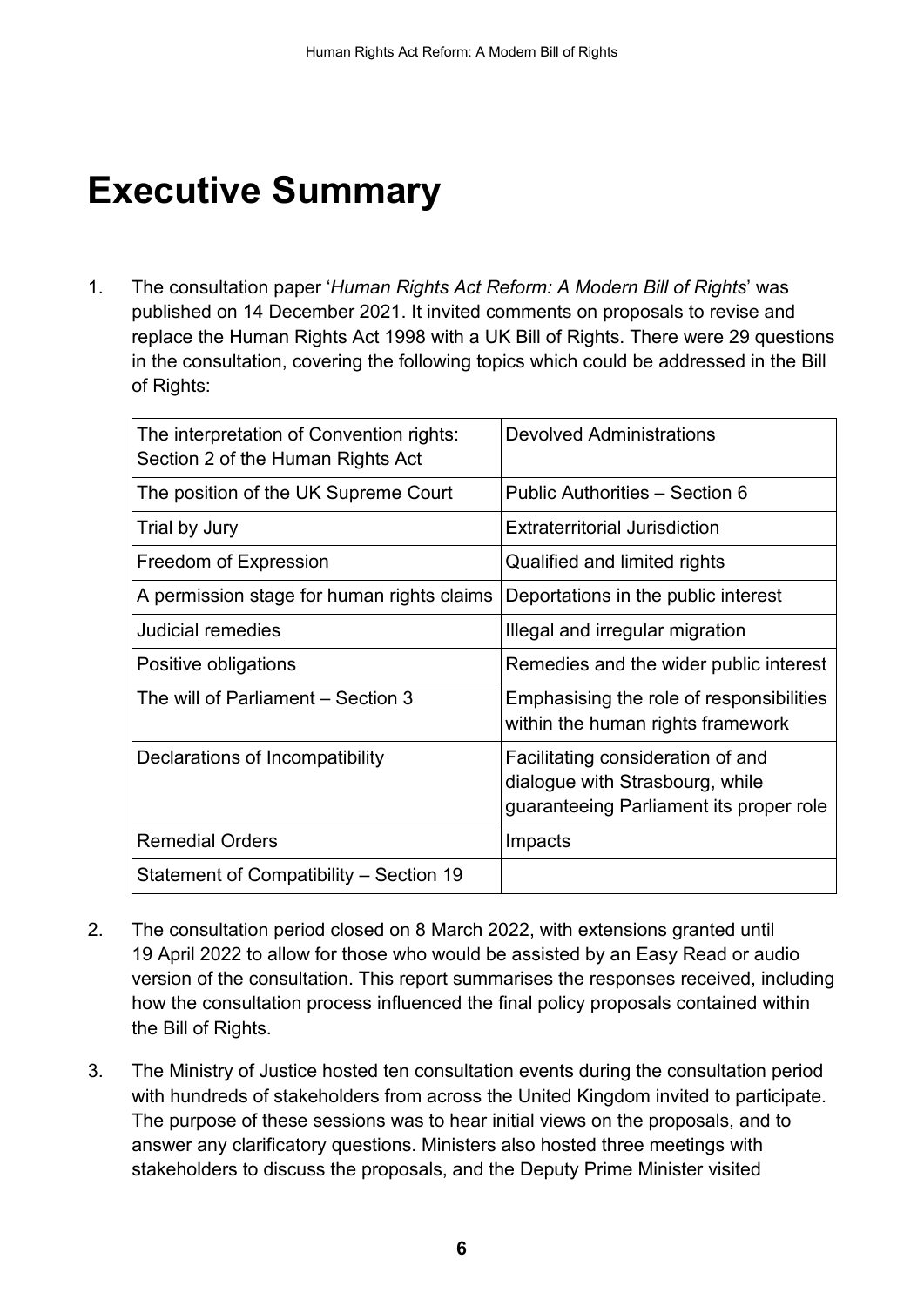# Executive Summary

1. The consultation paper '*Human Rights Act Reform: A Modern Bill of Rights*' was published on 14 December 2021. It invited comments on proposals to revise and replace the Human Rights Act 1998 with a UK Bill of Rights. There were 29 questions in the consultation, covering the following topics which could be addressed in the Bill of Rights:

| | |
|---|---|
| The interpretation of Convention rights: Section 2 of the Human Rights Act | Devolved Administrations |
| The position of the UK Supreme Court | Public Authorities – Section 6 |
| Trial by Jury | Extraterritorial Jurisdiction |
| Freedom of Expression | Qualified and limited rights |
| A permission stage for human rights claims | Deportations in the public interest |
| Judicial remedies | Illegal and irregular migration |
| Positive obligations | Remedies and the wider public interest |
| The will of Parliament – Section 3 | Emphasising the role of responsibilities within the human rights framework |
| Declarations of Incompatibility | Facilitating consideration of and dialogue with Strasbourg, while guaranteeing Parliament its proper role |
| Remedial Orders | Impacts |
| Statement of Compatibility – Section 19 | |

2. The consultation period closed on 8 March 2022, with extensions granted until 19 April 2022 to allow for those who would be assisted by an Easy Read or audio version of the consultation. This report summarises the responses received, including how the consultation process influenced the final policy proposals contained within the Bill of Rights.

3. The Ministry of Justice hosted ten consultation events during the consultation period with hundreds of stakeholders from across the United Kingdom invited to participate. The purpose of these sessions was to hear initial views on the proposals, and to answer any clarificatory questions. Ministers also hosted three meetings with stakeholders to discuss the proposals, and the Deputy Prime Minister visited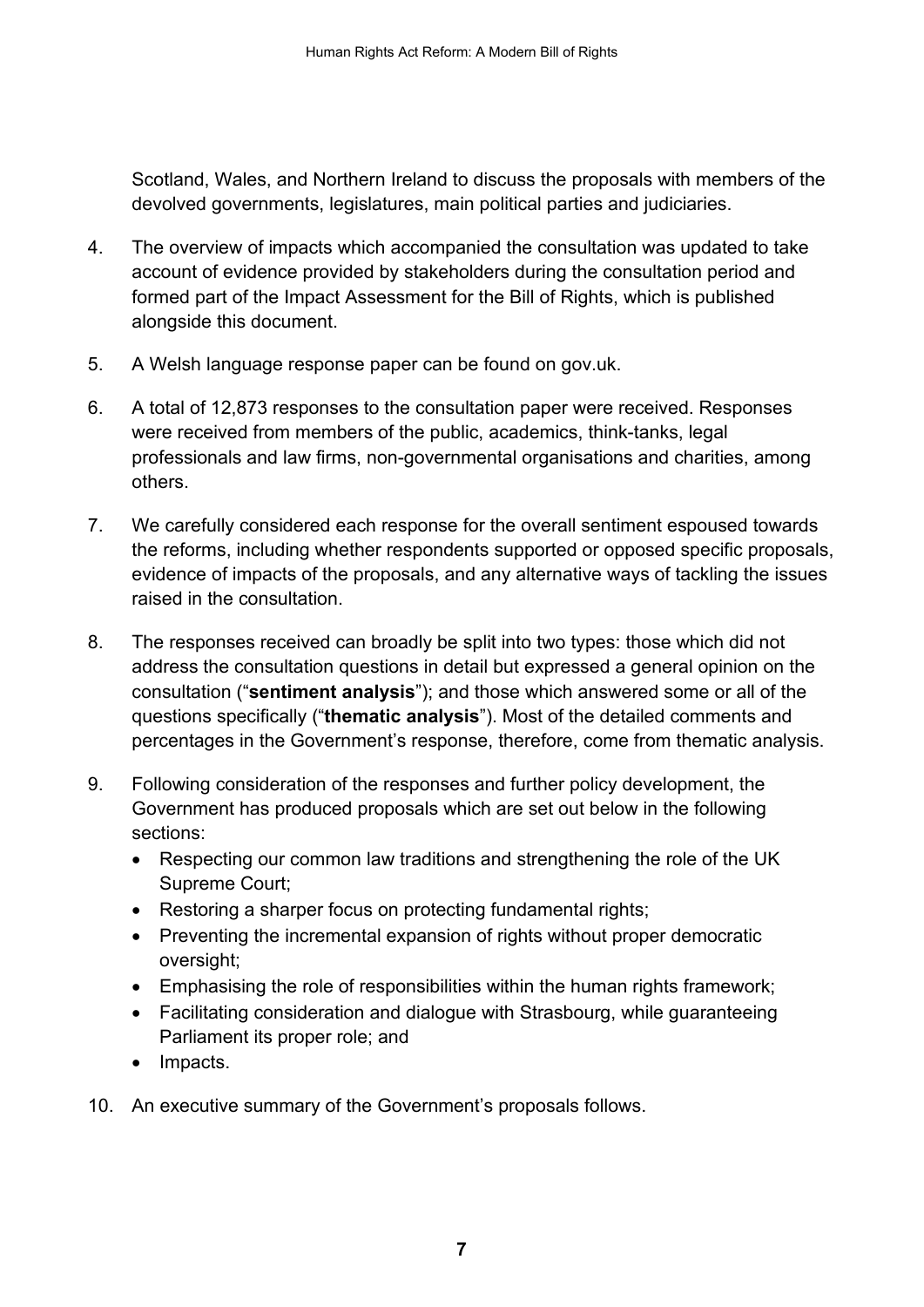Scotland, Wales, and Northern Ireland to discuss the proposals with members of the devolved governments, legislatures, main political parties and judiciaries.

4. The overview of impacts which accompanied the consultation was updated to take account of evidence provided by stakeholders during the consultation period and formed part of the Impact Assessment for the Bill of Rights, which is published alongside this document.

5. A Welsh language response paper can be found on gov.uk.

6. A total of 12,873 responses to the consultation paper were received. Responses were received from members of the public, academics, think-tanks, legal professionals and law firms, non-governmental organisations and charities, among others.

7. We carefully considered each response for the overall sentiment espoused towards the reforms, including whether respondents supported or opposed specific proposals, evidence of impacts of the proposals, and any alternative ways of tackling the issues raised in the consultation.

8. The responses received can broadly be split into two types: those which did not address the consultation questions in detail but expressed a general opinion on the consultation ("**sentiment analysis**"); and those which answered some or all of the questions specifically ("**thematic analysis**"). Most of the detailed comments and percentages in the Government's response, therefore, come from thematic analysis.

9. Following consideration of the responses and further policy development, the Government has produced proposals which are set out below in the following sections:
   - Respecting our common law traditions and strengthening the role of the UK Supreme Court;
   - Restoring a sharper focus on protecting fundamental rights;
   - Preventing the incremental expansion of rights without proper democratic oversight;
   - Emphasising the role of responsibilities within the human rights framework;
   - Facilitating consideration and dialogue with Strasbourg, while guaranteeing Parliament its proper role; and
   - Impacts.

10. An executive summary of the Government's proposals follows.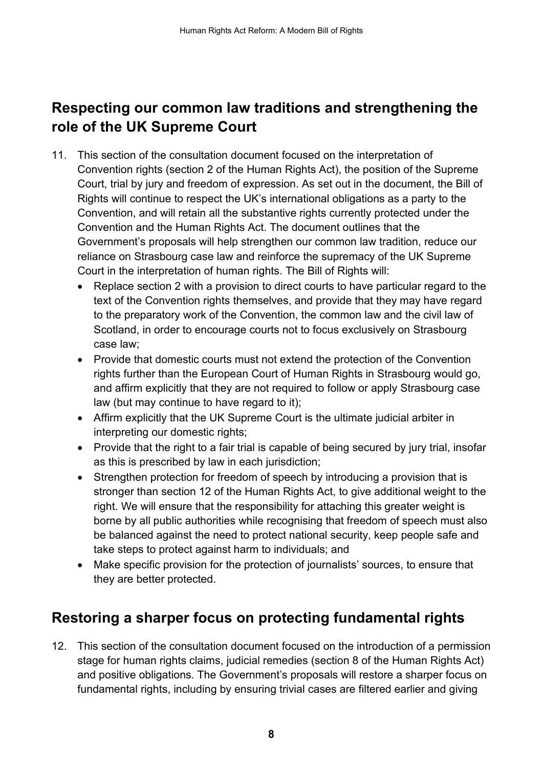## Respecting our common law traditions and strengthening the role of the UK Supreme Court

11. This section of the consultation document focused on the interpretation of Convention rights (section 2 of the Human Rights Act), the position of the Supreme Court, trial by jury and freedom of expression. As set out in the document, the Bill of Rights will continue to respect the UK's international obligations as a party to the Convention, and will retain all the substantive rights currently protected under the Convention and the Human Rights Act. The document outlines that the Government's proposals will help strengthen our common law tradition, reduce our reliance on Strasbourg case law and reinforce the supremacy of the UK Supreme Court in the interpretation of human rights. The Bill of Rights will:
    - Replace section 2 with a provision to direct courts to have particular regard to the text of the Convention rights themselves, and provide that they may have regard to the preparatory work of the Convention, the common law and the civil law of Scotland, in order to encourage courts not to focus exclusively on Strasbourg case law;
    - Provide that domestic courts must not extend the protection of the Convention rights further than the European Court of Human Rights in Strasbourg would go, and affirm explicitly that they are not required to follow or apply Strasbourg case law (but may continue to have regard to it);
    - Affirm explicitly that the UK Supreme Court is the ultimate judicial arbiter in interpreting our domestic rights;
    - Provide that the right to a fair trial is capable of being secured by jury trial, insofar as this is prescribed by law in each jurisdiction;
    - Strengthen protection for freedom of speech by introducing a provision that is stronger than section 12 of the Human Rights Act, to give additional weight to the right. We will ensure that the responsibility for attaching this greater weight is borne by all public authorities while recognising that freedom of speech must also be balanced against the need to protect national security, keep people safe and take steps to protect against harm to individuals; and
    - Make specific provision for the protection of journalists' sources, to ensure that they are better protected.

## Restoring a sharper focus on protecting fundamental rights

12. This section of the consultation document focused on the introduction of a permission stage for human rights claims, judicial remedies (section 8 of the Human Rights Act) and positive obligations. The Government's proposals will restore a sharper focus on fundamental rights, including by ensuring trivial cases are filtered earlier and giving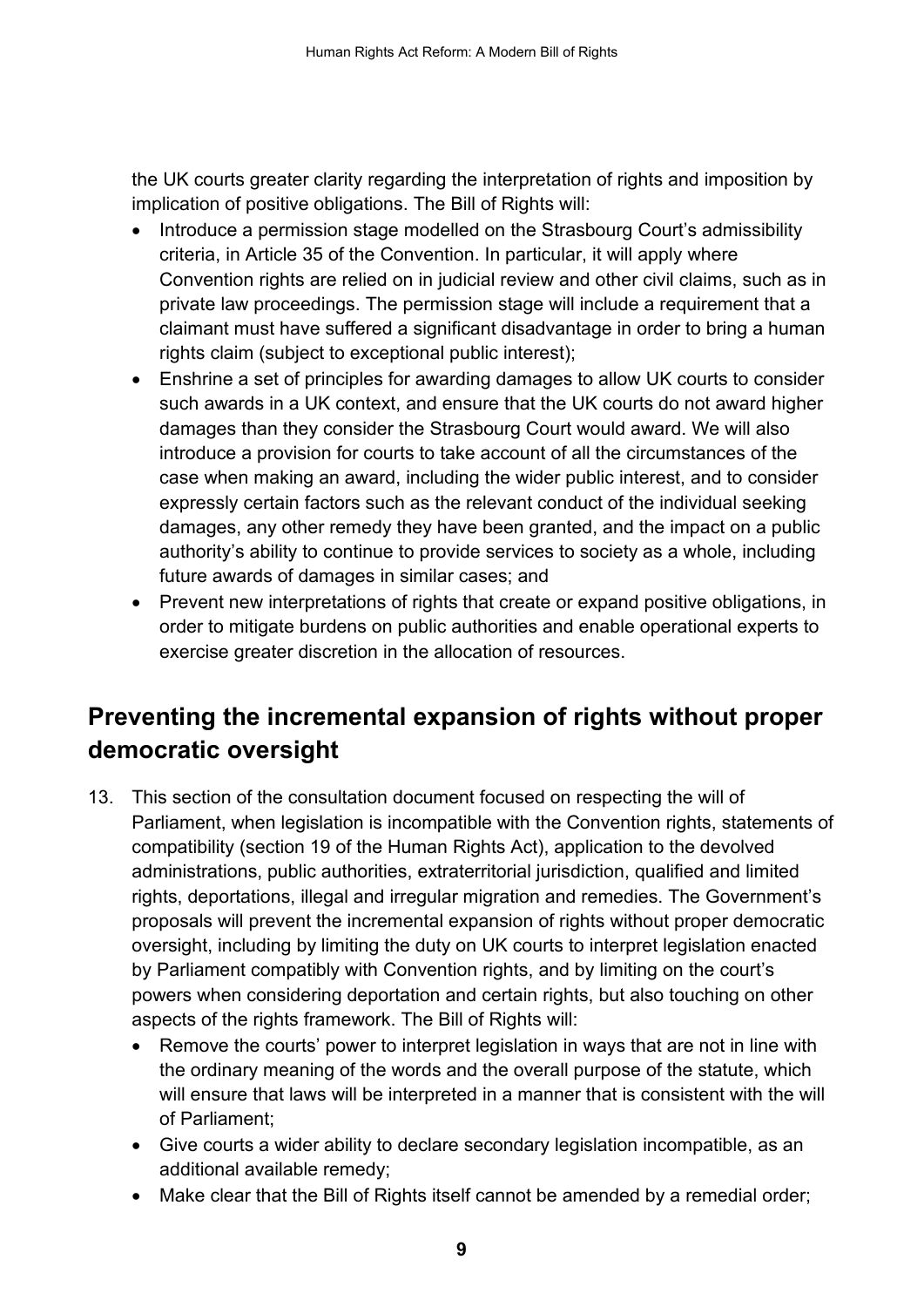the UK courts greater clarity regarding the interpretation of rights and imposition by implication of positive obligations. The Bill of Rights will:

- Introduce a permission stage modelled on the Strasbourg Court's admissibility criteria, in Article 35 of the Convention. In particular, it will apply where Convention rights are relied on in judicial review and other civil claims, such as in private law proceedings. The permission stage will include a requirement that a claimant must have suffered a significant disadvantage in order to bring a human rights claim (subject to exceptional public interest);
- Enshrine a set of principles for awarding damages to allow UK courts to consider such awards in a UK context, and ensure that the UK courts do not award higher damages than they consider the Strasbourg Court would award. We will also introduce a provision for courts to take account of all the circumstances of the case when making an award, including the wider public interest, and to consider expressly certain factors such as the relevant conduct of the individual seeking damages, any other remedy they have been granted, and the impact on a public authority's ability to continue to provide services to society as a whole, including future awards of damages in similar cases; and
- Prevent new interpretations of rights that create or expand positive obligations, in order to mitigate burdens on public authorities and enable operational experts to exercise greater discretion in the allocation of resources.

## Preventing the incremental expansion of rights without proper democratic oversight

13. This section of the consultation document focused on respecting the will of Parliament, when legislation is incompatible with the Convention rights, statements of compatibility (section 19 of the Human Rights Act), application to the devolved administrations, public authorities, extraterritorial jurisdiction, qualified and limited rights, deportations, illegal and irregular migration and remedies. The Government's proposals will prevent the incremental expansion of rights without proper democratic oversight, including by limiting the duty on UK courts to interpret legislation enacted by Parliament compatibly with Convention rights, and by limiting on the court's powers when considering deportation and certain rights, but also touching on other aspects of the rights framework. The Bill of Rights will:
    - Remove the courts' power to interpret legislation in ways that are not in line with the ordinary meaning of the words and the overall purpose of the statute, which will ensure that laws will be interpreted in a manner that is consistent with the will of Parliament;
    - Give courts a wider ability to declare secondary legislation incompatible, as an additional available remedy;
    - Make clear that the Bill of Rights itself cannot be amended by a remedial order;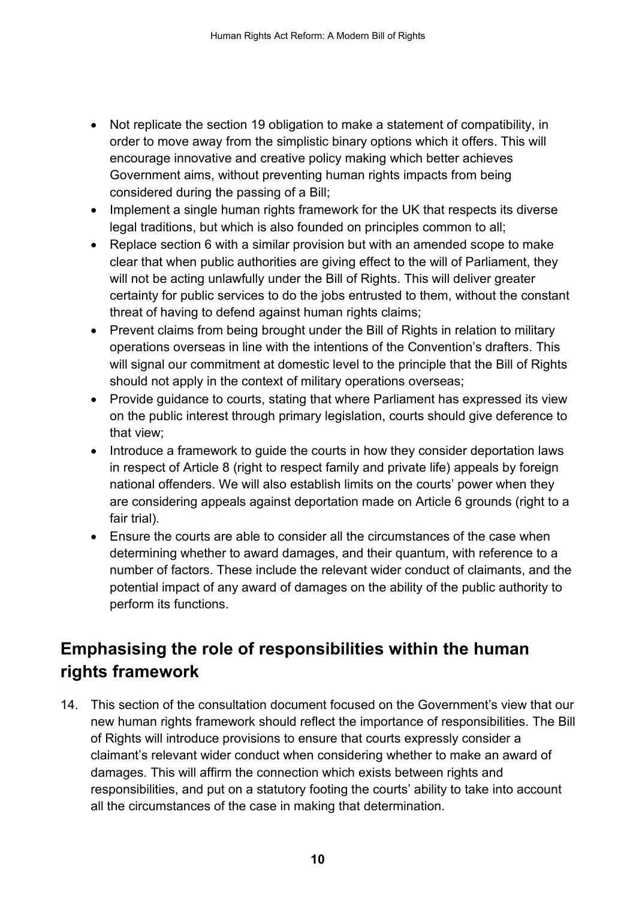- Not replicate the section 19 obligation to make a statement of compatibility, in order to move away from the simplistic binary options which it offers. This will encourage innovative and creative policy making which better achieves Government aims, without preventing human rights impacts from being considered during the passing of a Bill;
- Implement a single human rights framework for the UK that respects its diverse legal traditions, but which is also founded on principles common to all;
- Replace section 6 with a similar provision but with an amended scope to make clear that when public authorities are giving effect to the will of Parliament, they will not be acting unlawfully under the Bill of Rights. This will deliver greater certainty for public services to do the jobs entrusted to them, without the constant threat of having to defend against human rights claims;
- Prevent claims from being brought under the Bill of Rights in relation to military operations overseas in line with the intentions of the Convention's drafters. This will signal our commitment at domestic level to the principle that the Bill of Rights should not apply in the context of military operations overseas;
- Provide guidance to courts, stating that where Parliament has expressed its view on the public interest through primary legislation, courts should give deference to that view;
- Introduce a framework to guide the courts in how they consider deportation laws in respect of Article 8 (right to respect family and private life) appeals by foreign national offenders. We will also establish limits on the courts' power when they are considering appeals against deportation made on Article 6 grounds (right to a fair trial).
- Ensure the courts are able to consider all the circumstances of the case when determining whether to award damages, and their quantum, with reference to a number of factors. These include the relevant wider conduct of claimants, and the potential impact of any award of damages on the ability of the public authority to perform its functions.

## Emphasising the role of responsibilities within the human rights framework

14. This section of the consultation document focused on the Government's view that our new human rights framework should reflect the importance of responsibilities. The Bill of Rights will introduce provisions to ensure that courts expressly consider a claimant's relevant wider conduct when considering whether to make an award of damages. This will affirm the connection which exists between rights and responsibilities, and put on a statutory footing the courts' ability to take into account all the circumstances of the case in making that determination.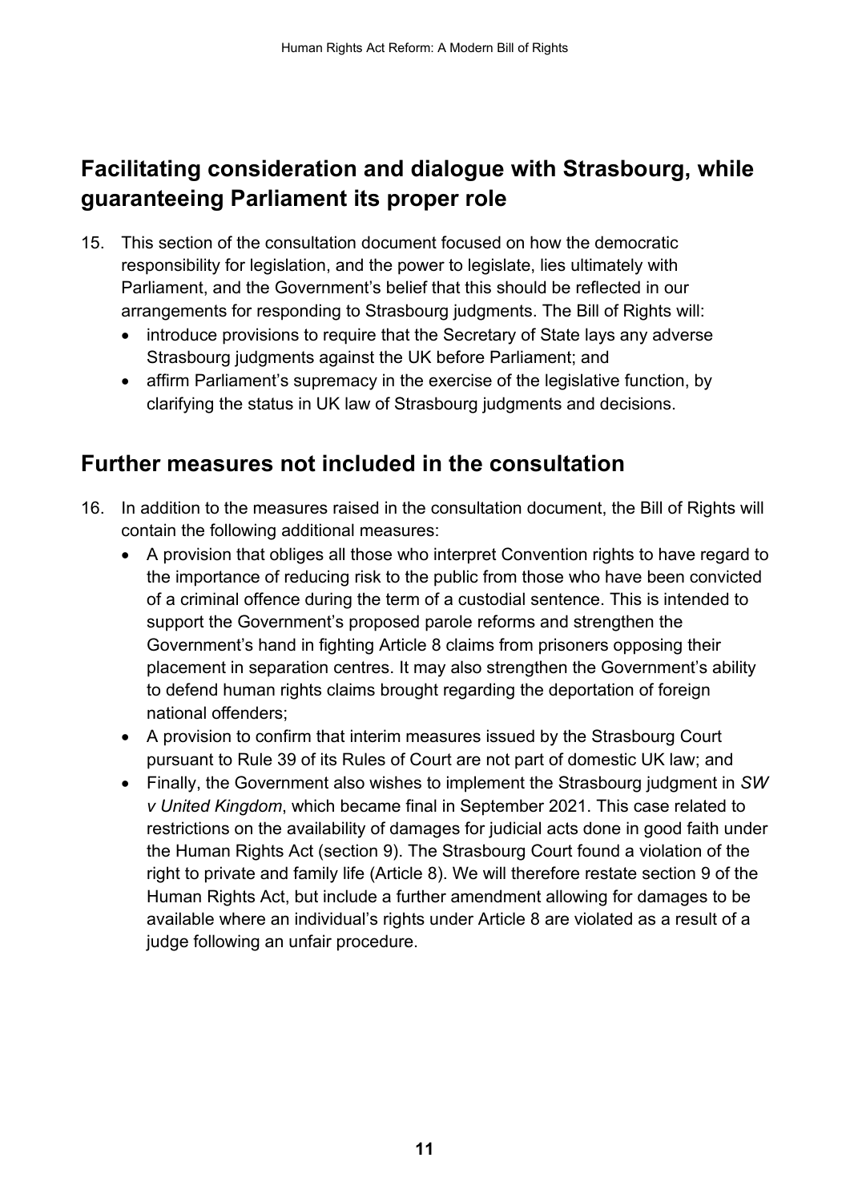## Facilitating consideration and dialogue with Strasbourg, while guaranteeing Parliament its proper role

15. This section of the consultation document focused on how the democratic responsibility for legislation, and the power to legislate, lies ultimately with Parliament, and the Government's belief that this should be reflected in our arrangements for responding to Strasbourg judgments. The Bill of Rights will:
    - introduce provisions to require that the Secretary of State lays any adverse Strasbourg judgments against the UK before Parliament; and
    - affirm Parliament's supremacy in the exercise of the legislative function, by clarifying the status in UK law of Strasbourg judgments and decisions.

## Further measures not included in the consultation

16. In addition to the measures raised in the consultation document, the Bill of Rights will contain the following additional measures:
    - A provision that obliges all those who interpret Convention rights to have regard to the importance of reducing risk to the public from those who have been convicted of a criminal offence during the term of a custodial sentence. This is intended to support the Government's proposed parole reforms and strengthen the Government's hand in fighting Article 8 claims from prisoners opposing their placement in separation centres. It may also strengthen the Government's ability to defend human rights claims brought regarding the deportation of foreign national offenders;
    - A provision to confirm that interim measures issued by the Strasbourg Court pursuant to Rule 39 of its Rules of Court are not part of domestic UK law; and
    - Finally, the Government also wishes to implement the Strasbourg judgment in *SW v United Kingdom*, which became final in September 2021. This case related to restrictions on the availability of damages for judicial acts done in good faith under the Human Rights Act (section 9). The Strasbourg Court found a violation of the right to private and family life (Article 8). We will therefore restate section 9 of the Human Rights Act, but include a further amendment allowing for damages to be available where an individual's rights under Article 8 are violated as a result of a judge following an unfair procedure.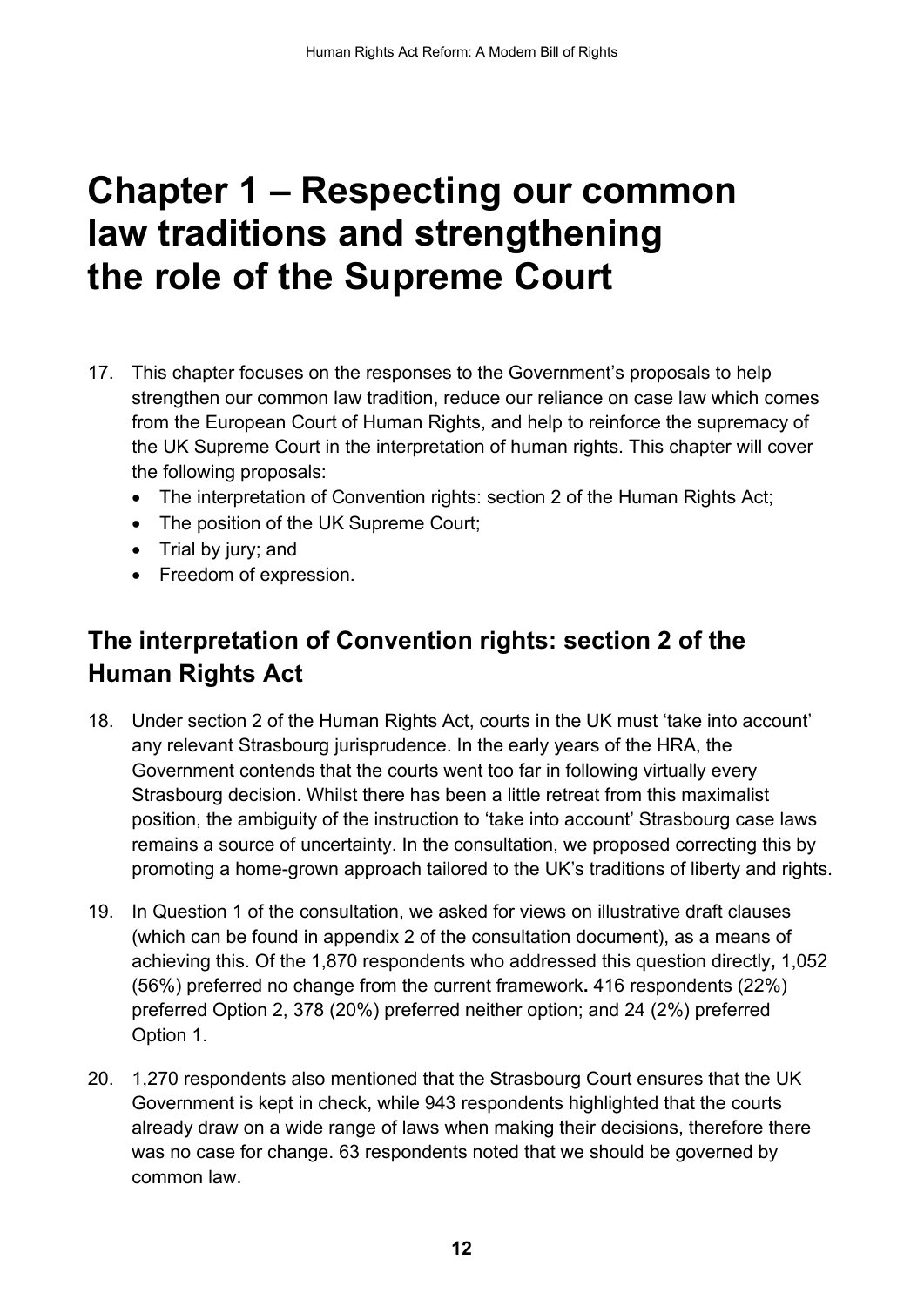# Chapter 1 – Respecting our common law traditions and strengthening the role of the Supreme Court

17. This chapter focuses on the responses to the Government's proposals to help strengthen our common law tradition, reduce our reliance on case law which comes from the European Court of Human Rights, and help to reinforce the supremacy of the UK Supreme Court in the interpretation of human rights. This chapter will cover the following proposals:
    - The interpretation of Convention rights: section 2 of the Human Rights Act;
    - The position of the UK Supreme Court;
    - Trial by jury; and
    - Freedom of expression.

## The interpretation of Convention rights: section 2 of the Human Rights Act

18. Under section 2 of the Human Rights Act, courts in the UK must 'take into account' any relevant Strasbourg jurisprudence. In the early years of the HRA, the Government contends that the courts went too far in following virtually every Strasbourg decision. Whilst there has been a little retreat from this maximalist position, the ambiguity of the instruction to 'take into account' Strasbourg case laws remains a source of uncertainty. In the consultation, we proposed correcting this by promoting a home-grown approach tailored to the UK's traditions of liberty and rights.

19. In Question 1 of the consultation, we asked for views on illustrative draft clauses (which can be found in appendix 2 of the consultation document), as a means of achieving this. Of the 1,870 respondents who addressed this question directly**,** 1,052 (56%) preferred no change from the current framework**.** 416 respondents (22%) preferred Option 2, 378 (20%) preferred neither option; and 24 (2%) preferred Option 1.

20. 1,270 respondents also mentioned that the Strasbourg Court ensures that the UK Government is kept in check, while 943 respondents highlighted that the courts already draw on a wide range of laws when making their decisions, therefore there was no case for change. 63 respondents noted that we should be governed by common law.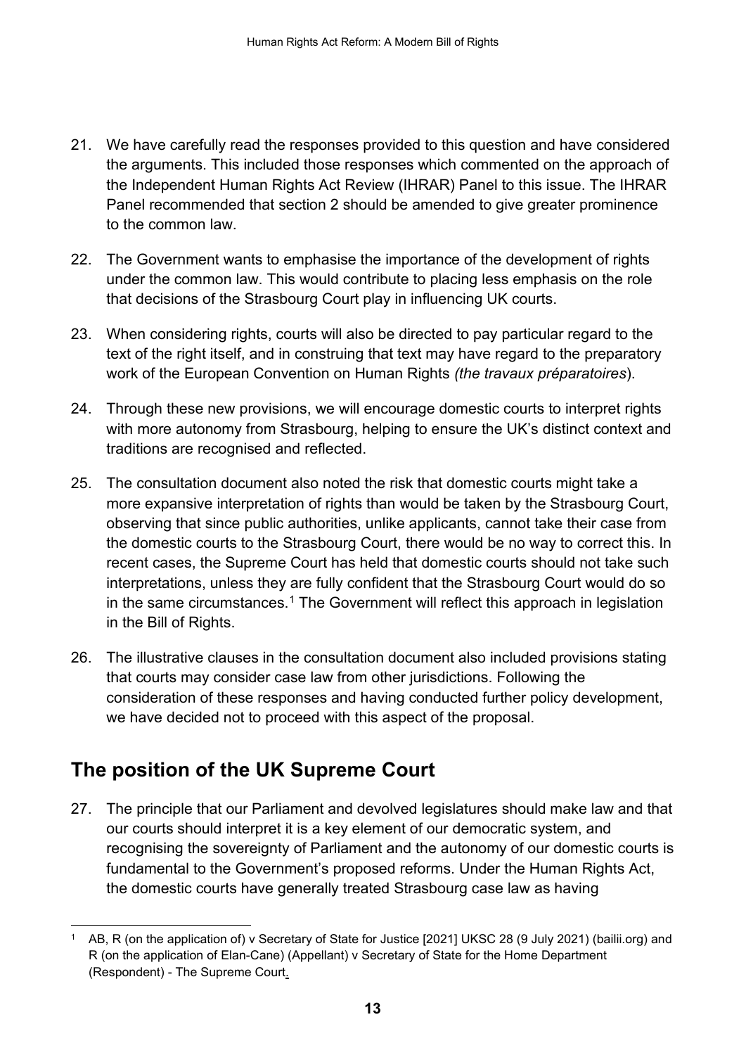21. We have carefully read the responses provided to this question and have considered the arguments. This included those responses which commented on the approach of the Independent Human Rights Act Review (IHRAR) Panel to this issue. The IHRAR Panel recommended that section 2 should be amended to give greater prominence to the common law.

22. The Government wants to emphasise the importance of the development of rights under the common law. This would contribute to placing less emphasis on the role that decisions of the Strasbourg Court play in influencing UK courts.

23. When considering rights, courts will also be directed to pay particular regard to the text of the right itself, and in construing that text may have regard to the preparatory work of the European Convention on Human Rights *(the travaux préparatoires*).

24. Through these new provisions, we will encourage domestic courts to interpret rights with more autonomy from Strasbourg, helping to ensure the UK's distinct context and traditions are recognised and reflected.

25. The consultation document also noted the risk that domestic courts might take a more expansive interpretation of rights than would be taken by the Strasbourg Court, observing that since public authorities, unlike applicants, cannot take their case from the domestic courts to the Strasbourg Court, there would be no way to correct this. In recent cases, the Supreme Court has held that domestic courts should not take such interpretations, unless they are fully confident that the Strasbourg Court would do so in the same circumstances.[1] The Government will reflect this approach in legislation in the Bill of Rights.

26. The illustrative clauses in the consultation document also included provisions stating that courts may consider case law from other jurisdictions. Following the consideration of these responses and having conducted further policy development, we have decided not to proceed with this aspect of the proposal.

## The position of the UK Supreme Court

27. The principle that our Parliament and devolved legislatures should make law and that our courts should interpret it is a key element of our democratic system, and recognising the sovereignty of Parliament and the autonomy of our domestic courts is fundamental to the Government's proposed reforms. Under the Human Rights Act, the domestic courts have generally treated Strasbourg case law as having

---

[1] AB, R (on the application of) v Secretary of State for Justice [2021] UKSC 28 (9 July 2021) (bailii.org) and R (on the application of Elan-Cane) (Appellant) v Secretary of State for the Home Department (Respondent) - The Supreme Court.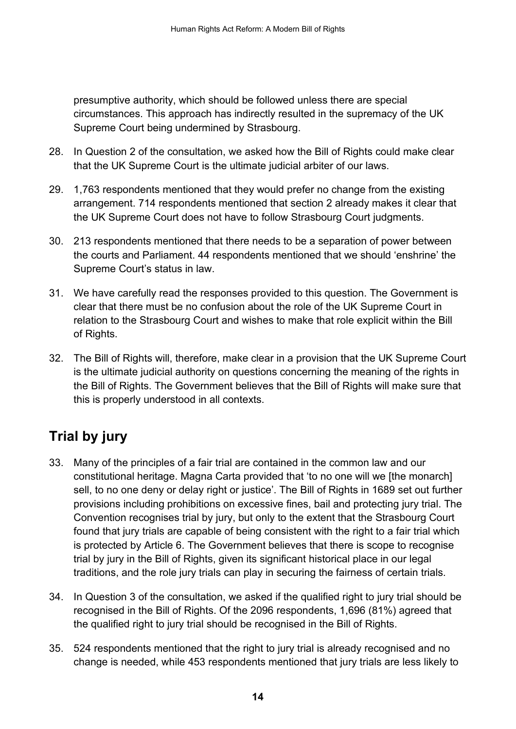presumptive authority, which should be followed unless there are special circumstances. This approach has indirectly resulted in the supremacy of the UK Supreme Court being undermined by Strasbourg.

28. In Question 2 of the consultation, we asked how the Bill of Rights could make clear that the UK Supreme Court is the ultimate judicial arbiter of our laws.

29. 1,763 respondents mentioned that they would prefer no change from the existing arrangement. 714 respondents mentioned that section 2 already makes it clear that the UK Supreme Court does not have to follow Strasbourg Court judgments.

30. 213 respondents mentioned that there needs to be a separation of power between the courts and Parliament. 44 respondents mentioned that we should 'enshrine' the Supreme Court's status in law.

31. We have carefully read the responses provided to this question. The Government is clear that there must be no confusion about the role of the UK Supreme Court in relation to the Strasbourg Court and wishes to make that role explicit within the Bill of Rights.

32. The Bill of Rights will, therefore, make clear in a provision that the UK Supreme Court is the ultimate judicial authority on questions concerning the meaning of the rights in the Bill of Rights. The Government believes that the Bill of Rights will make sure that this is properly understood in all contexts.

## Trial by jury

33. Many of the principles of a fair trial are contained in the common law and our constitutional heritage. Magna Carta provided that 'to no one will we [the monarch] sell, to no one deny or delay right or justice'. The Bill of Rights in 1689 set out further provisions including prohibitions on excessive fines, bail and protecting jury trial. The Convention recognises trial by jury, but only to the extent that the Strasbourg Court found that jury trials are capable of being consistent with the right to a fair trial which is protected by Article 6. The Government believes that there is scope to recognise trial by jury in the Bill of Rights, given its significant historical place in our legal traditions, and the role jury trials can play in securing the fairness of certain trials.

34. In Question 3 of the consultation, we asked if the qualified right to jury trial should be recognised in the Bill of Rights. Of the 2096 respondents, 1,696 (81%) agreed that the qualified right to jury trial should be recognised in the Bill of Rights.

35. 524 respondents mentioned that the right to jury trial is already recognised and no change is needed, while 453 respondents mentioned that jury trials are less likely to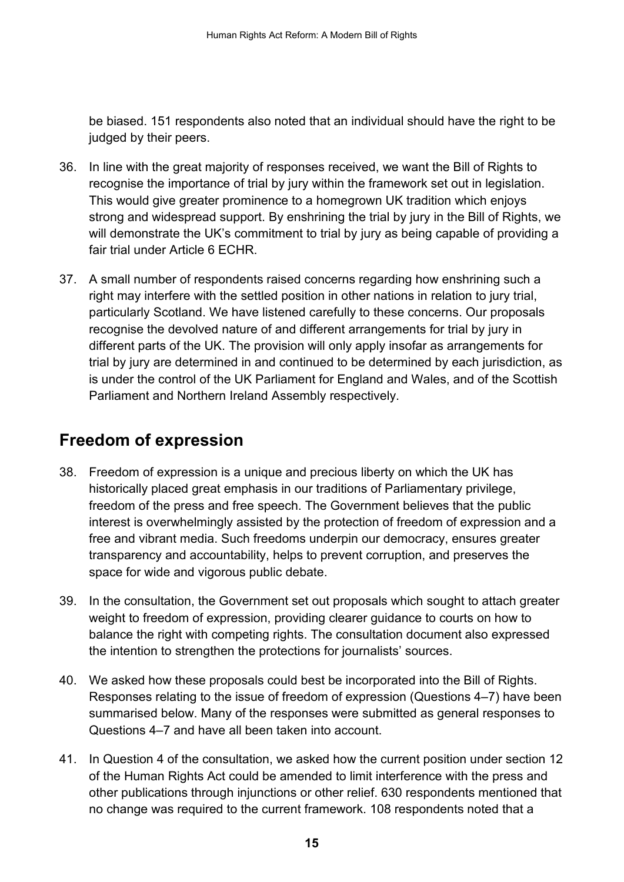be biased. 151 respondents also noted that an individual should have the right to be judged by their peers.

36. In line with the great majority of responses received, we want the Bill of Rights to recognise the importance of trial by jury within the framework set out in legislation. This would give greater prominence to a homegrown UK tradition which enjoys strong and widespread support. By enshrining the trial by jury in the Bill of Rights, we will demonstrate the UK's commitment to trial by jury as being capable of providing a fair trial under Article 6 ECHR.

37. A small number of respondents raised concerns regarding how enshrining such a right may interfere with the settled position in other nations in relation to jury trial, particularly Scotland. We have listened carefully to these concerns. Our proposals recognise the devolved nature of and different arrangements for trial by jury in different parts of the UK. The provision will only apply insofar as arrangements for trial by jury are determined in and continued to be determined by each jurisdiction, as is under the control of the UK Parliament for England and Wales, and of the Scottish Parliament and Northern Ireland Assembly respectively.

## Freedom of expression

38. Freedom of expression is a unique and precious liberty on which the UK has historically placed great emphasis in our traditions of Parliamentary privilege, freedom of the press and free speech. The Government believes that the public interest is overwhelmingly assisted by the protection of freedom of expression and a free and vibrant media. Such freedoms underpin our democracy, ensures greater transparency and accountability, helps to prevent corruption, and preserves the space for wide and vigorous public debate.

39. In the consultation, the Government set out proposals which sought to attach greater weight to freedom of expression, providing clearer guidance to courts on how to balance the right with competing rights. The consultation document also expressed the intention to strengthen the protections for journalists' sources.

40. We asked how these proposals could best be incorporated into the Bill of Rights. Responses relating to the issue of freedom of expression (Questions 4–7) have been summarised below. Many of the responses were submitted as general responses to Questions 4–7 and have all been taken into account.

41. In Question 4 of the consultation, we asked how the current position under section 12 of the Human Rights Act could be amended to limit interference with the press and other publications through injunctions or other relief. 630 respondents mentioned that no change was required to the current framework. 108 respondents noted that a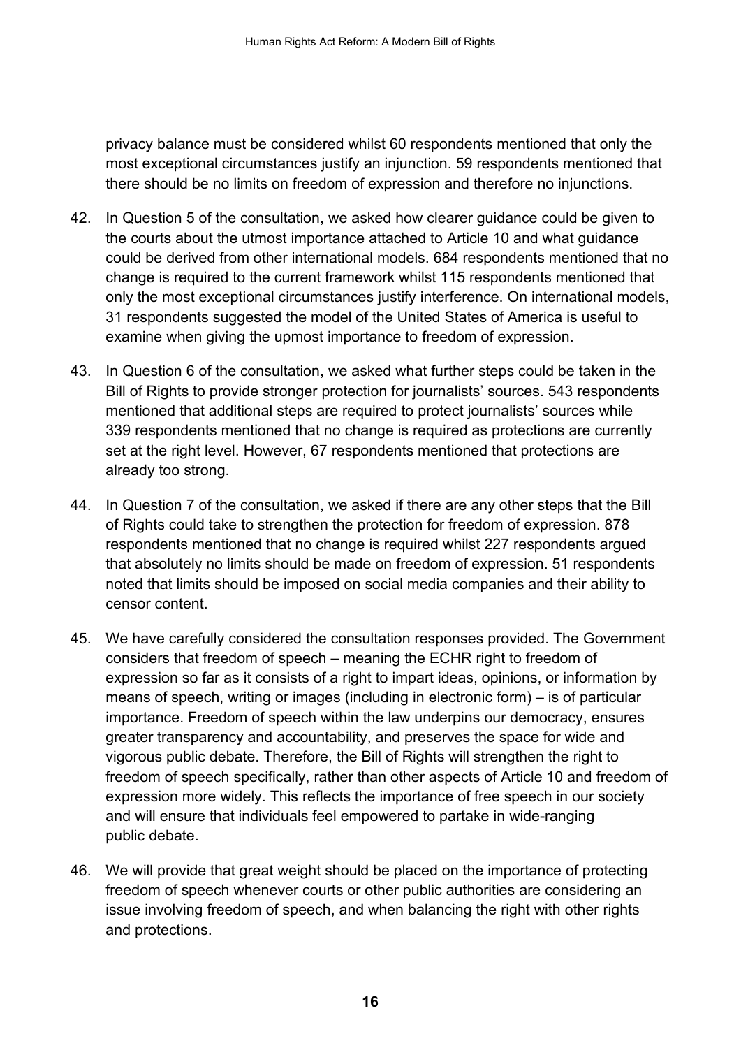privacy balance must be considered whilst 60 respondents mentioned that only the most exceptional circumstances justify an injunction. 59 respondents mentioned that there should be no limits on freedom of expression and therefore no injunctions.

42. In Question 5 of the consultation, we asked how clearer guidance could be given to the courts about the utmost importance attached to Article 10 and what guidance could be derived from other international models. 684 respondents mentioned that no change is required to the current framework whilst 115 respondents mentioned that only the most exceptional circumstances justify interference. On international models, 31 respondents suggested the model of the United States of America is useful to examine when giving the upmost importance to freedom of expression.

43. In Question 6 of the consultation, we asked what further steps could be taken in the Bill of Rights to provide stronger protection for journalists' sources. 543 respondents mentioned that additional steps are required to protect journalists' sources while 339 respondents mentioned that no change is required as protections are currently set at the right level. However, 67 respondents mentioned that protections are already too strong.

44. In Question 7 of the consultation, we asked if there are any other steps that the Bill of Rights could take to strengthen the protection for freedom of expression. 878 respondents mentioned that no change is required whilst 227 respondents argued that absolutely no limits should be made on freedom of expression. 51 respondents noted that limits should be imposed on social media companies and their ability to censor content.

45. We have carefully considered the consultation responses provided. The Government considers that freedom of speech – meaning the ECHR right to freedom of expression so far as it consists of a right to impart ideas, opinions, or information by means of speech, writing or images (including in electronic form) – is of particular importance. Freedom of speech within the law underpins our democracy, ensures greater transparency and accountability, and preserves the space for wide and vigorous public debate. Therefore, the Bill of Rights will strengthen the right to freedom of speech specifically, rather than other aspects of Article 10 and freedom of expression more widely. This reflects the importance of free speech in our society and will ensure that individuals feel empowered to partake in wide-ranging public debate.

46. We will provide that great weight should be placed on the importance of protecting freedom of speech whenever courts or other public authorities are considering an issue involving freedom of speech, and when balancing the right with other rights and protections.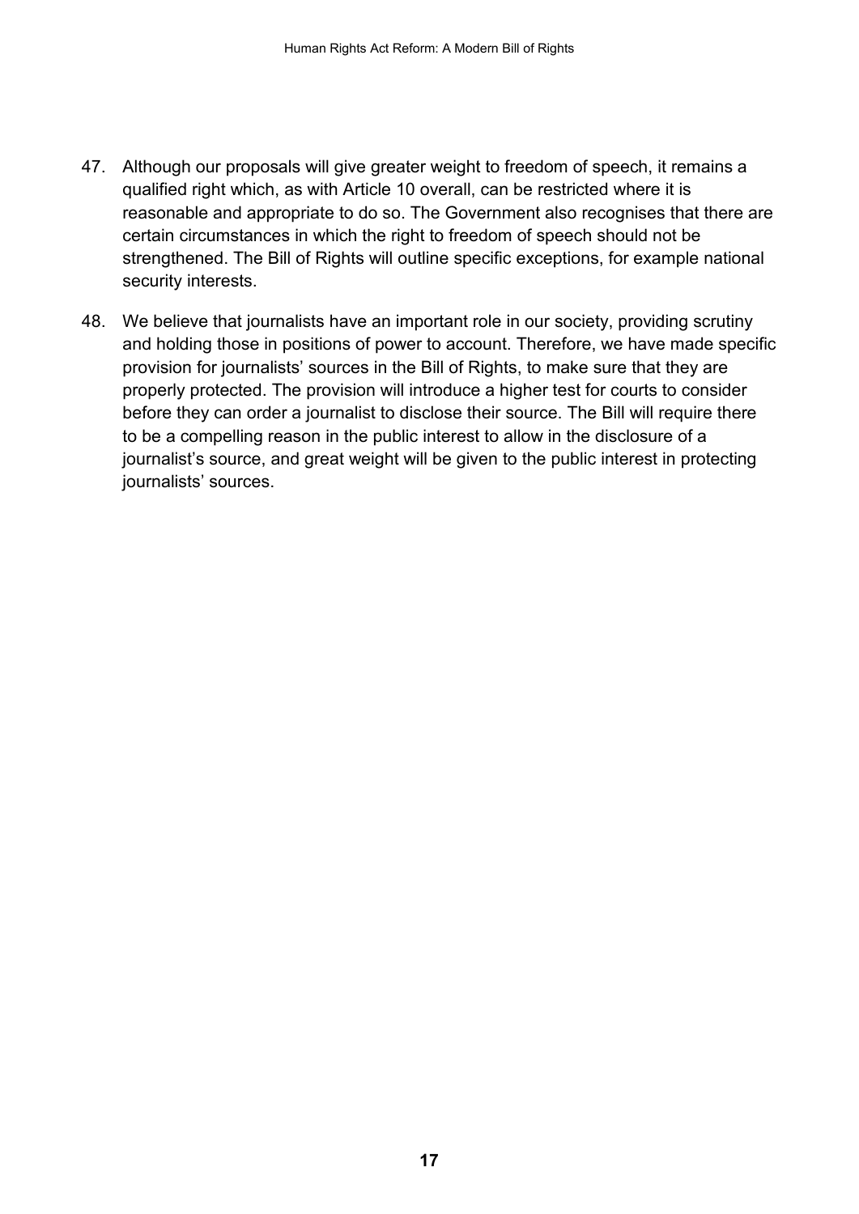47. Although our proposals will give greater weight to freedom of speech, it remains a qualified right which, as with Article 10 overall, can be restricted where it is reasonable and appropriate to do so. The Government also recognises that there are certain circumstances in which the right to freedom of speech should not be strengthened. The Bill of Rights will outline specific exceptions, for example national security interests.

48. We believe that journalists have an important role in our society, providing scrutiny and holding those in positions of power to account. Therefore, we have made specific provision for journalists' sources in the Bill of Rights, to make sure that they are properly protected. The provision will introduce a higher test for courts to consider before they can order a journalist to disclose their source. The Bill will require there to be a compelling reason in the public interest to allow in the disclosure of a journalist's source, and great weight will be given to the public interest in protecting journalists' sources.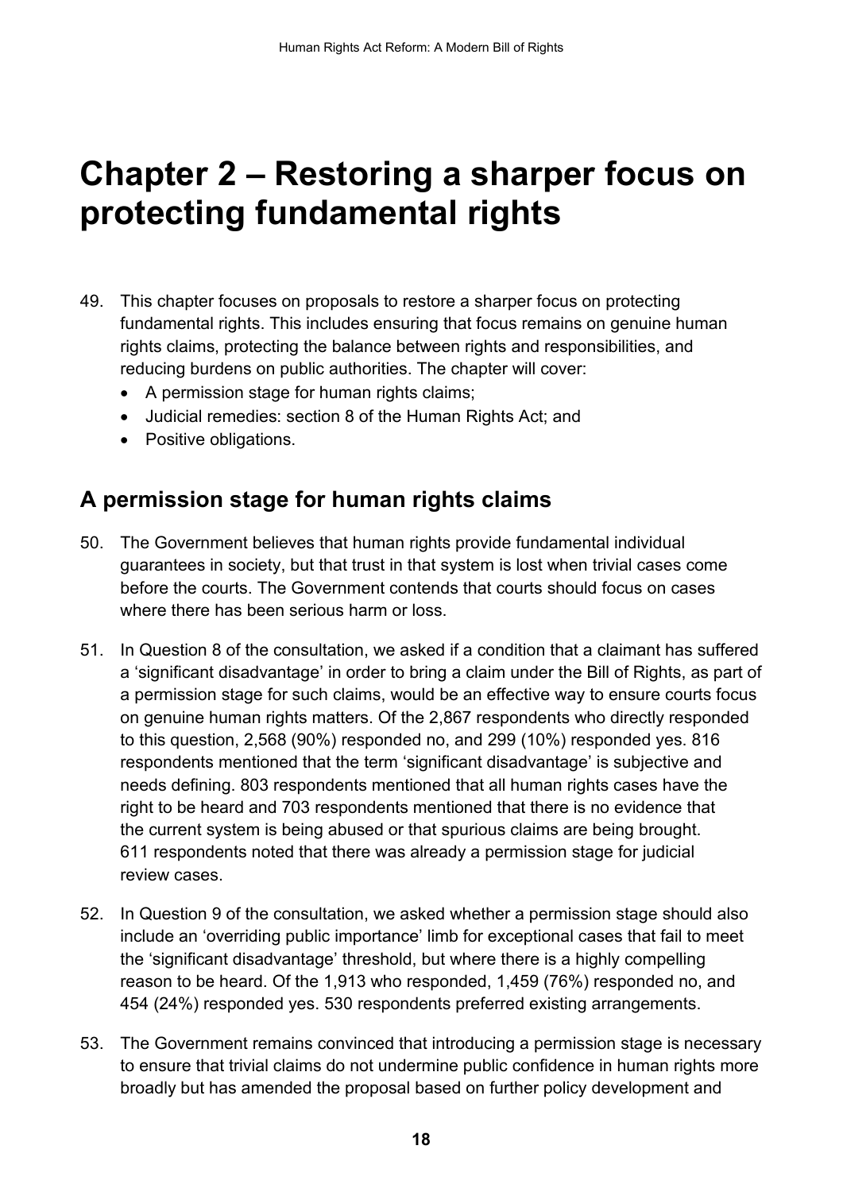# Chapter 2 – Restoring a sharper focus on protecting fundamental rights

49. This chapter focuses on proposals to restore a sharper focus on protecting fundamental rights. This includes ensuring that focus remains on genuine human rights claims, protecting the balance between rights and responsibilities, and reducing burdens on public authorities. The chapter will cover:
    - A permission stage for human rights claims;
    - Judicial remedies: section 8 of the Human Rights Act; and
    - Positive obligations.

## A permission stage for human rights claims

50. The Government believes that human rights provide fundamental individual guarantees in society, but that trust in that system is lost when trivial cases come before the courts. The Government contends that courts should focus on cases where there has been serious harm or loss.

51. In Question 8 of the consultation, we asked if a condition that a claimant has suffered a 'significant disadvantage' in order to bring a claim under the Bill of Rights, as part of a permission stage for such claims, would be an effective way to ensure courts focus on genuine human rights matters. Of the 2,867 respondents who directly responded to this question, 2,568 (90%) responded no, and 299 (10%) responded yes. 816 respondents mentioned that the term 'significant disadvantage' is subjective and needs defining. 803 respondents mentioned that all human rights cases have the right to be heard and 703 respondents mentioned that there is no evidence that the current system is being abused or that spurious claims are being brought. 611 respondents noted that there was already a permission stage for judicial review cases.

52. In Question 9 of the consultation, we asked whether a permission stage should also include an 'overriding public importance' limb for exceptional cases that fail to meet the 'significant disadvantage' threshold, but where there is a highly compelling reason to be heard. Of the 1,913 who responded, 1,459 (76%) responded no, and 454 (24%) responded yes. 530 respondents preferred existing arrangements.

53. The Government remains convinced that introducing a permission stage is necessary to ensure that trivial claims do not undermine public confidence in human rights more broadly but has amended the proposal based on further policy development and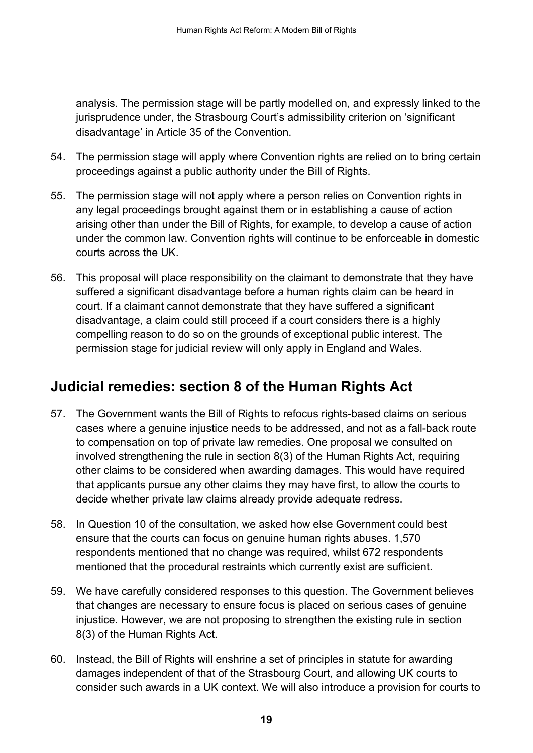analysis. The permission stage will be partly modelled on, and expressly linked to the jurisprudence under, the Strasbourg Court's admissibility criterion on 'significant disadvantage' in Article 35 of the Convention.

54. The permission stage will apply where Convention rights are relied on to bring certain proceedings against a public authority under the Bill of Rights.

55. The permission stage will not apply where a person relies on Convention rights in any legal proceedings brought against them or in establishing a cause of action arising other than under the Bill of Rights, for example, to develop a cause of action under the common law. Convention rights will continue to be enforceable in domestic courts across the UK.

56. This proposal will place responsibility on the claimant to demonstrate that they have suffered a significant disadvantage before a human rights claim can be heard in court. If a claimant cannot demonstrate that they have suffered a significant disadvantage, a claim could still proceed if a court considers there is a highly compelling reason to do so on the grounds of exceptional public interest. The permission stage for judicial review will only apply in England and Wales.

## Judicial remedies: section 8 of the Human Rights Act

57. The Government wants the Bill of Rights to refocus rights-based claims on serious cases where a genuine injustice needs to be addressed, and not as a fall-back route to compensation on top of private law remedies. One proposal we consulted on involved strengthening the rule in section 8(3) of the Human Rights Act, requiring other claims to be considered when awarding damages. This would have required that applicants pursue any other claims they may have first, to allow the courts to decide whether private law claims already provide adequate redress.

58. In Question 10 of the consultation, we asked how else Government could best ensure that the courts can focus on genuine human rights abuses. 1,570 respondents mentioned that no change was required, whilst 672 respondents mentioned that the procedural restraints which currently exist are sufficient.

59. We have carefully considered responses to this question. The Government believes that changes are necessary to ensure focus is placed on serious cases of genuine injustice. However, we are not proposing to strengthen the existing rule in section 8(3) of the Human Rights Act.

60. Instead, the Bill of Rights will enshrine a set of principles in statute for awarding damages independent of that of the Strasbourg Court, and allowing UK courts to consider such awards in a UK context. We will also introduce a provision for courts to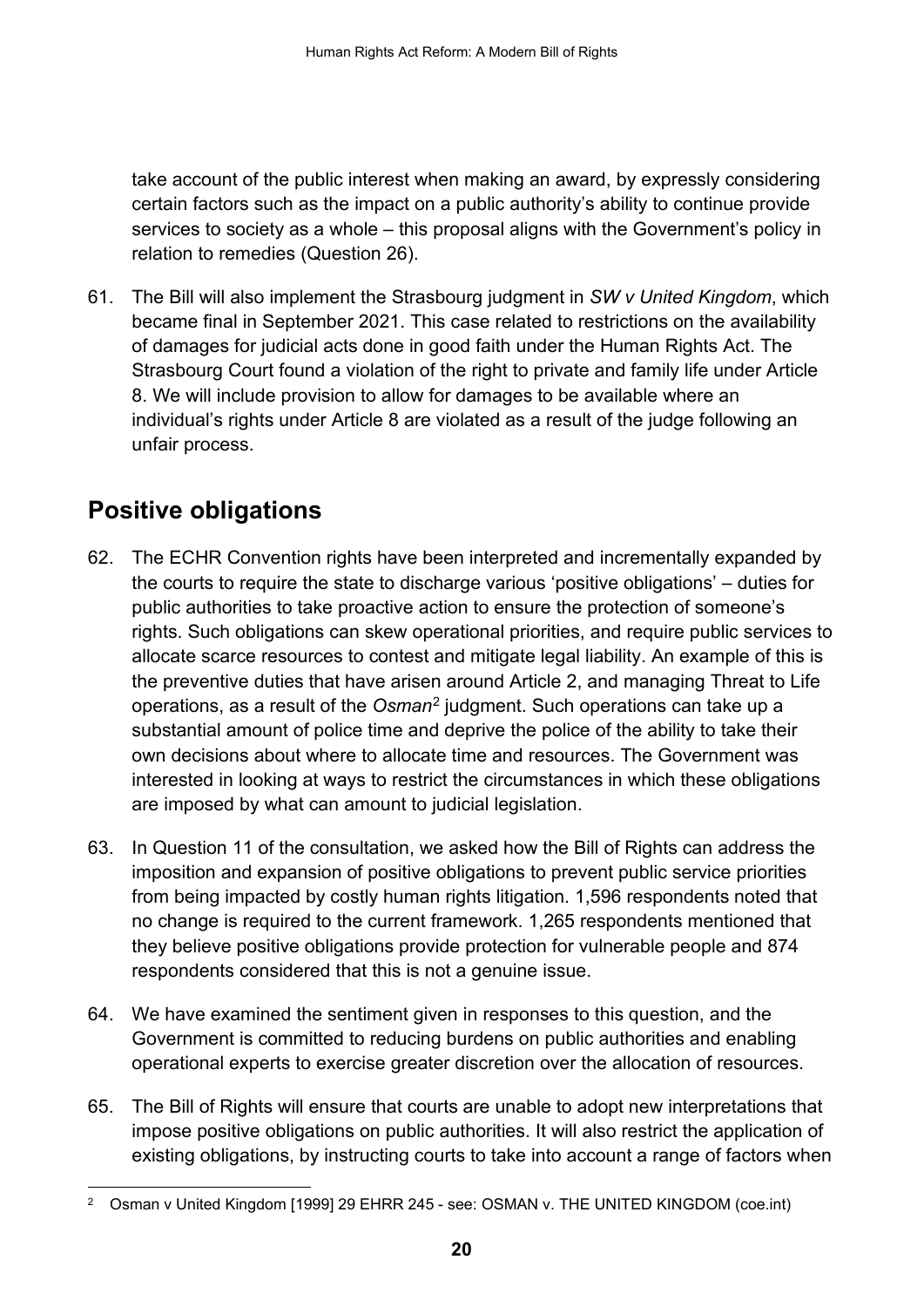take account of the public interest when making an award, by expressly considering certain factors such as the impact on a public authority's ability to continue provide services to society as a whole – this proposal aligns with the Government's policy in relation to remedies (Question 26).

61. The Bill will also implement the Strasbourg judgment in *SW v United Kingdom*, which became final in September 2021. This case related to restrictions on the availability of damages for judicial acts done in good faith under the Human Rights Act. The Strasbourg Court found a violation of the right to private and family life under Article 8. We will include provision to allow for damages to be available where an individual's rights under Article 8 are violated as a result of the judge following an unfair process.

## Positive obligations

62. The ECHR Convention rights have been interpreted and incrementally expanded by the courts to require the state to discharge various 'positive obligations' – duties for public authorities to take proactive action to ensure the protection of someone's rights. Such obligations can skew operational priorities, and require public services to allocate scarce resources to contest and mitigate legal liability. An example of this is the preventive duties that have arisen around Article 2, and managing Threat to Life operations, as a result of the *Osman*[2] judgment. Such operations can take up a substantial amount of police time and deprive the police of the ability to take their own decisions about where to allocate time and resources. The Government was interested in looking at ways to restrict the circumstances in which these obligations are imposed by what can amount to judicial legislation.

63. In Question 11 of the consultation, we asked how the Bill of Rights can address the imposition and expansion of positive obligations to prevent public service priorities from being impacted by costly human rights litigation. 1,596 respondents noted that no change is required to the current framework. 1,265 respondents mentioned that they believe positive obligations provide protection for vulnerable people and 874 respondents considered that this is not a genuine issue.

64. We have examined the sentiment given in responses to this question, and the Government is committed to reducing burdens on public authorities and enabling operational experts to exercise greater discretion over the allocation of resources.

65. The Bill of Rights will ensure that courts are unable to adopt new interpretations that impose positive obligations on public authorities. It will also restrict the application of existing obligations, by instructing courts to take into account a range of factors when

[2] Osman v United Kingdom [1999] 29 EHRR 245 - see: OSMAN v. THE UNITED KINGDOM (coe.int)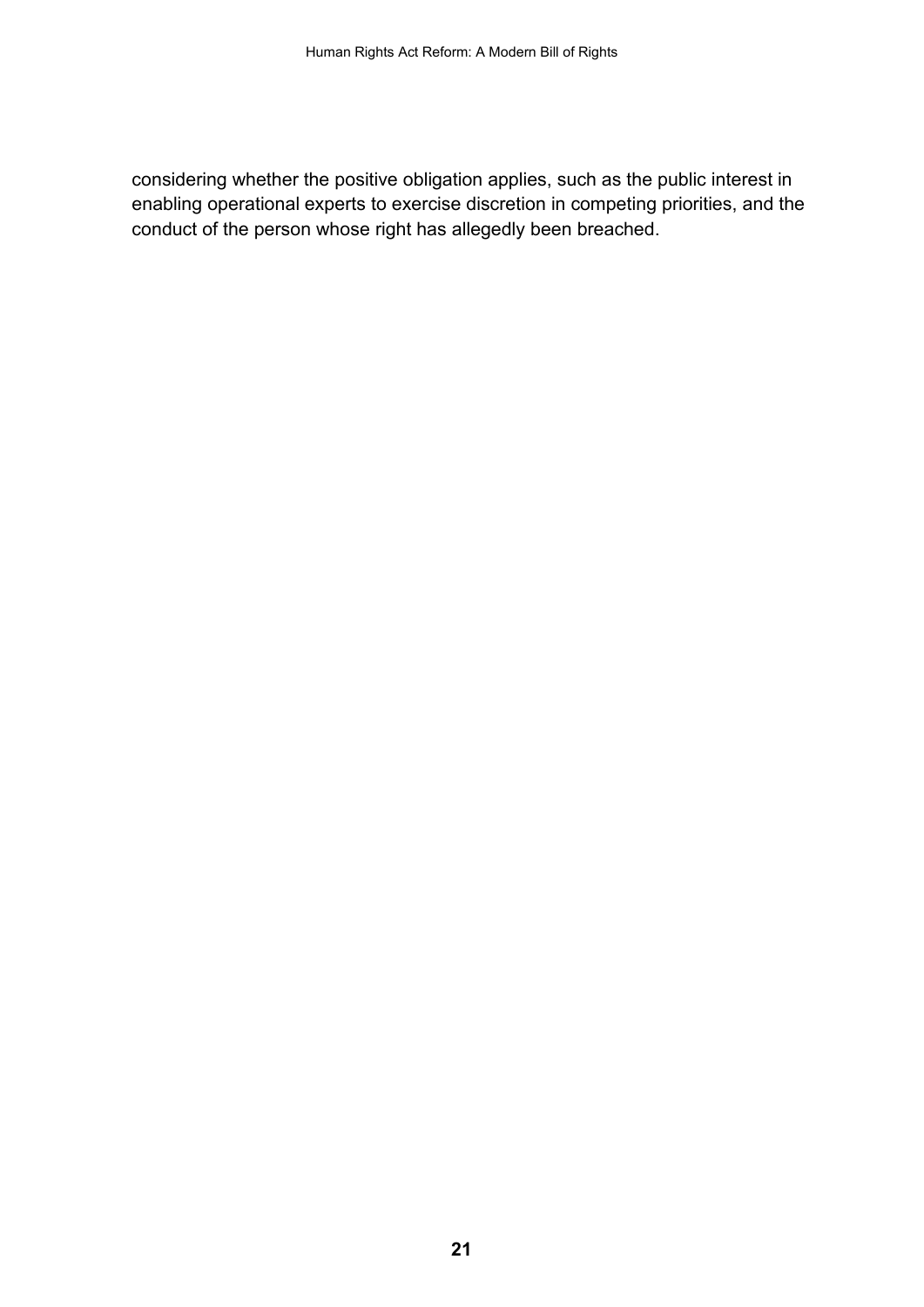considering whether the positive obligation applies, such as the public interest in enabling operational experts to exercise discretion in competing priorities, and the conduct of the person whose right has allegedly been breached.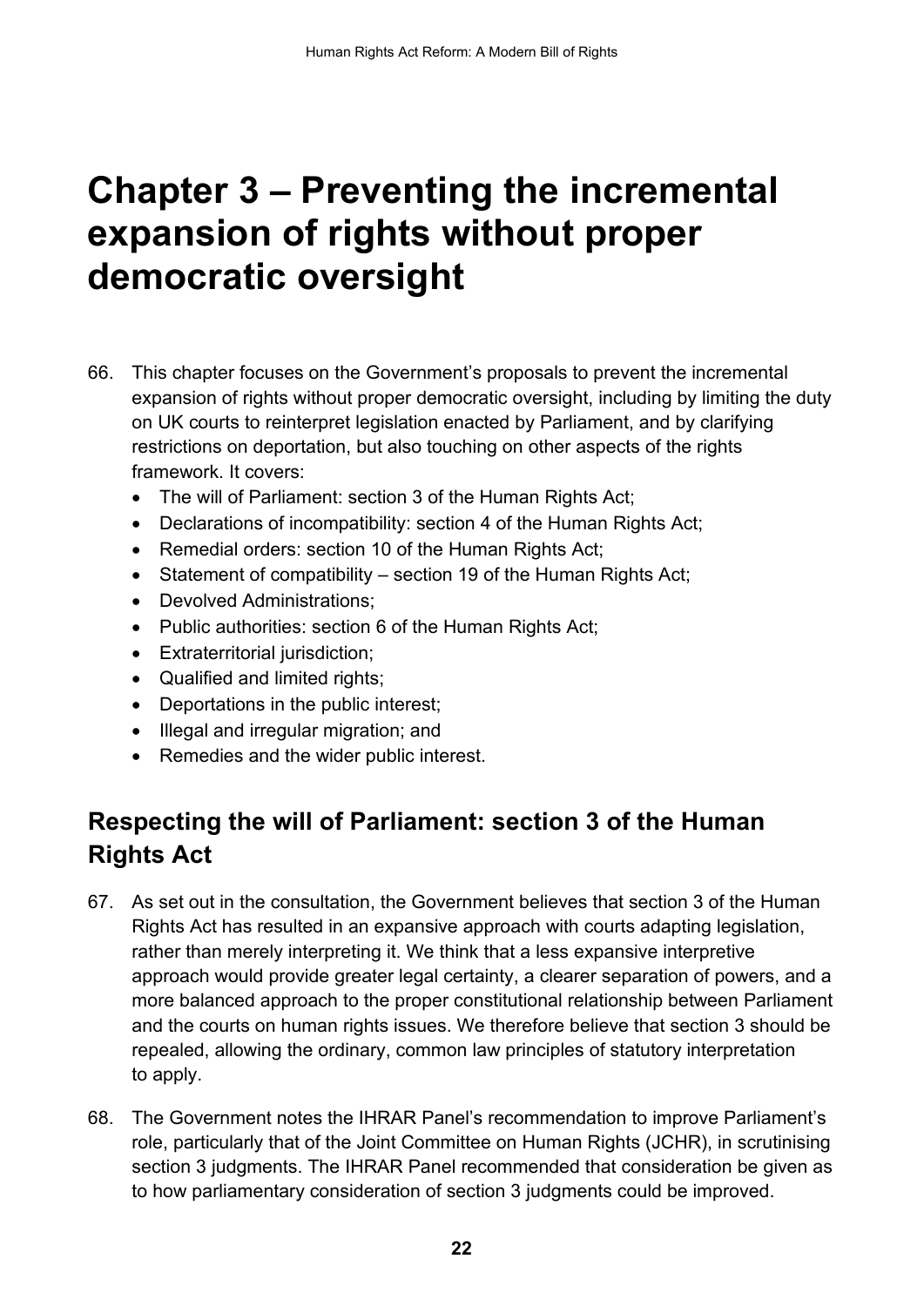# Chapter 3 – Preventing the incremental expansion of rights without proper democratic oversight

66. This chapter focuses on the Government's proposals to prevent the incremental expansion of rights without proper democratic oversight, including by limiting the duty on UK courts to reinterpret legislation enacted by Parliament, and by clarifying restrictions on deportation, but also touching on other aspects of the rights framework. It covers:
    - The will of Parliament: section 3 of the Human Rights Act;
    - Declarations of incompatibility: section 4 of the Human Rights Act;
    - Remedial orders: section 10 of the Human Rights Act;
    - Statement of compatibility – section 19 of the Human Rights Act;
    - Devolved Administrations;
    - Public authorities: section 6 of the Human Rights Act;
    - Extraterritorial jurisdiction;
    - Qualified and limited rights;
    - Deportations in the public interest;
    - Illegal and irregular migration; and
    - Remedies and the wider public interest.

## Respecting the will of Parliament: section 3 of the Human Rights Act

67. As set out in the consultation, the Government believes that section 3 of the Human Rights Act has resulted in an expansive approach with courts adapting legislation, rather than merely interpreting it. We think that a less expansive interpretive approach would provide greater legal certainty, a clearer separation of powers, and a more balanced approach to the proper constitutional relationship between Parliament and the courts on human rights issues. We therefore believe that section 3 should be repealed, allowing the ordinary, common law principles of statutory interpretation to apply.

68. The Government notes the IHRAR Panel's recommendation to improve Parliament's role, particularly that of the Joint Committee on Human Rights (JCHR), in scrutinising section 3 judgments. The IHRAR Panel recommended that consideration be given as to how parliamentary consideration of section 3 judgments could be improved.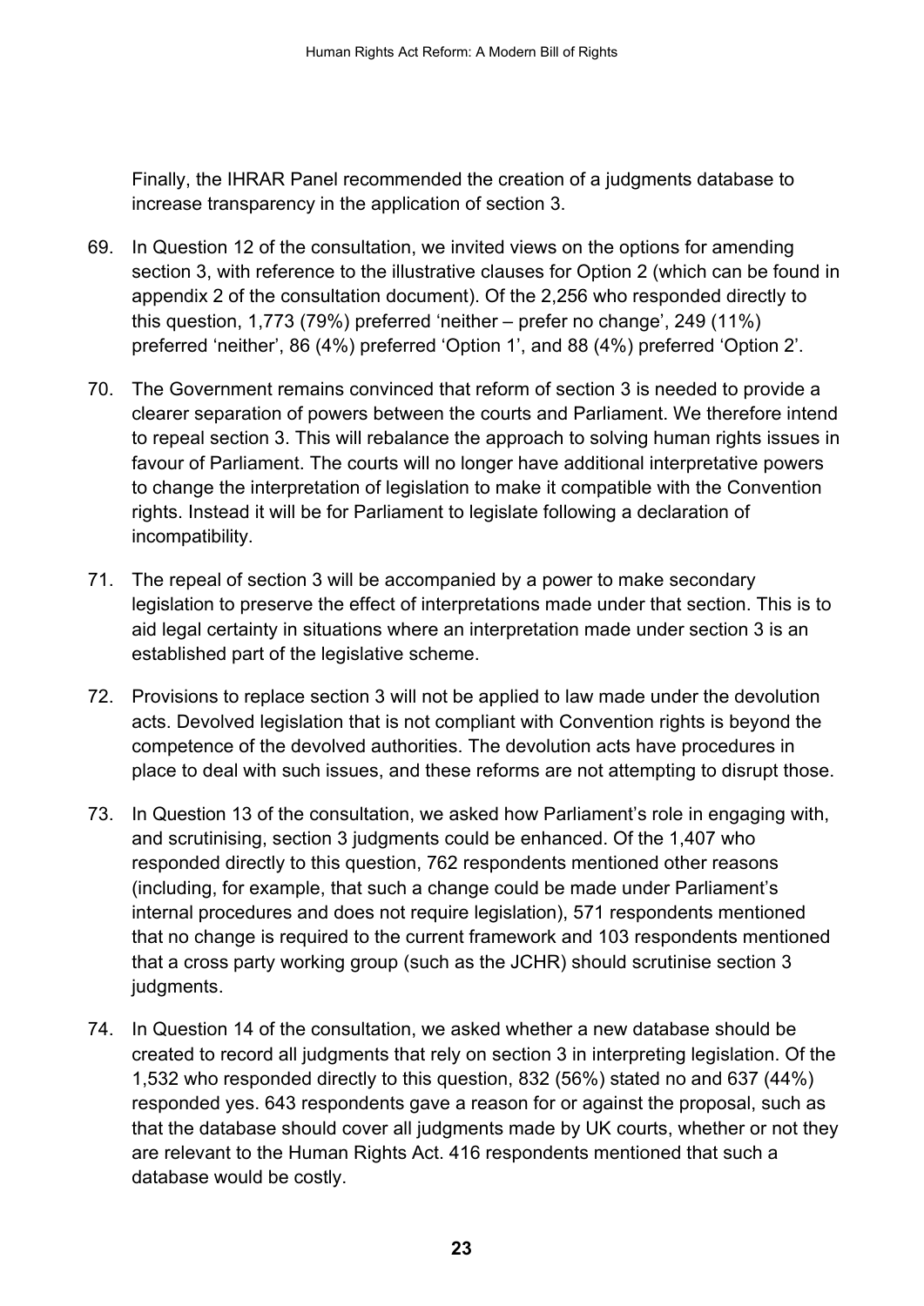Finally, the IHRAR Panel recommended the creation of a judgments database to increase transparency in the application of section 3.

69. In Question 12 of the consultation, we invited views on the options for amending section 3, with reference to the illustrative clauses for Option 2 (which can be found in appendix 2 of the consultation document). Of the 2,256 who responded directly to this question, 1,773 (79%) preferred 'neither – prefer no change', 249 (11%) preferred 'neither', 86 (4%) preferred 'Option 1', and 88 (4%) preferred 'Option 2'.

70. The Government remains convinced that reform of section 3 is needed to provide a clearer separation of powers between the courts and Parliament. We therefore intend to repeal section 3. This will rebalance the approach to solving human rights issues in favour of Parliament. The courts will no longer have additional interpretative powers to change the interpretation of legislation to make it compatible with the Convention rights. Instead it will be for Parliament to legislate following a declaration of incompatibility.

71. The repeal of section 3 will be accompanied by a power to make secondary legislation to preserve the effect of interpretations made under that section. This is to aid legal certainty in situations where an interpretation made under section 3 is an established part of the legislative scheme.

72. Provisions to replace section 3 will not be applied to law made under the devolution acts. Devolved legislation that is not compliant with Convention rights is beyond the competence of the devolved authorities. The devolution acts have procedures in place to deal with such issues, and these reforms are not attempting to disrupt those.

73. In Question 13 of the consultation, we asked how Parliament's role in engaging with, and scrutinising, section 3 judgments could be enhanced. Of the 1,407 who responded directly to this question, 762 respondents mentioned other reasons (including, for example, that such a change could be made under Parliament's internal procedures and does not require legislation), 571 respondents mentioned that no change is required to the current framework and 103 respondents mentioned that a cross party working group (such as the JCHR) should scrutinise section 3 judgments.

74. In Question 14 of the consultation, we asked whether a new database should be created to record all judgments that rely on section 3 in interpreting legislation. Of the 1,532 who responded directly to this question, 832 (56%) stated no and 637 (44%) responded yes. 643 respondents gave a reason for or against the proposal, such as that the database should cover all judgments made by UK courts, whether or not they are relevant to the Human Rights Act. 416 respondents mentioned that such a database would be costly.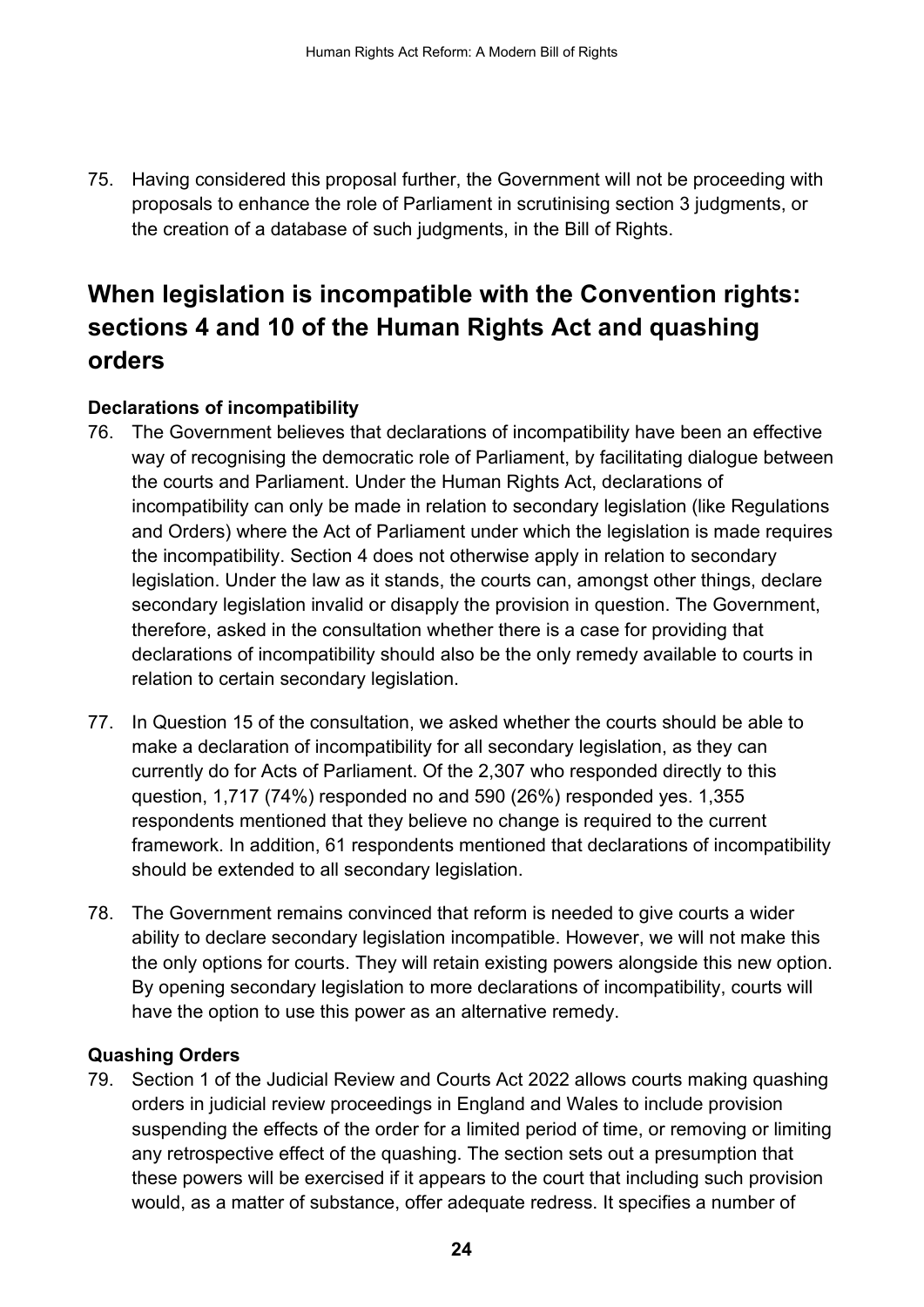75. Having considered this proposal further, the Government will not be proceeding with proposals to enhance the role of Parliament in scrutinising section 3 judgments, or the creation of a database of such judgments, in the Bill of Rights.

## When legislation is incompatible with the Convention rights: sections 4 and 10 of the Human Rights Act and quashing orders

### Declarations of incompatibility

76. The Government believes that declarations of incompatibility have been an effective way of recognising the democratic role of Parliament, by facilitating dialogue between the courts and Parliament. Under the Human Rights Act, declarations of incompatibility can only be made in relation to secondary legislation (like Regulations and Orders) where the Act of Parliament under which the legislation is made requires the incompatibility. Section 4 does not otherwise apply in relation to secondary legislation. Under the law as it stands, the courts can, amongst other things, declare secondary legislation invalid or disapply the provision in question. The Government, therefore, asked in the consultation whether there is a case for providing that declarations of incompatibility should also be the only remedy available to courts in relation to certain secondary legislation.

77. In Question 15 of the consultation, we asked whether the courts should be able to make a declaration of incompatibility for all secondary legislation, as they can currently do for Acts of Parliament. Of the 2,307 who responded directly to this question, 1,717 (74%) responded no and 590 (26%) responded yes. 1,355 respondents mentioned that they believe no change is required to the current framework. In addition, 61 respondents mentioned that declarations of incompatibility should be extended to all secondary legislation.

78. The Government remains convinced that reform is needed to give courts a wider ability to declare secondary legislation incompatible. However, we will not make this the only options for courts. They will retain existing powers alongside this new option. By opening secondary legislation to more declarations of incompatibility, courts will have the option to use this power as an alternative remedy.

### Quashing Orders

79. Section 1 of the Judicial Review and Courts Act 2022 allows courts making quashing orders in judicial review proceedings in England and Wales to include provision suspending the effects of the order for a limited period of time, or removing or limiting any retrospective effect of the quashing. The section sets out a presumption that these powers will be exercised if it appears to the court that including such provision would, as a matter of substance, offer adequate redress. It specifies a number of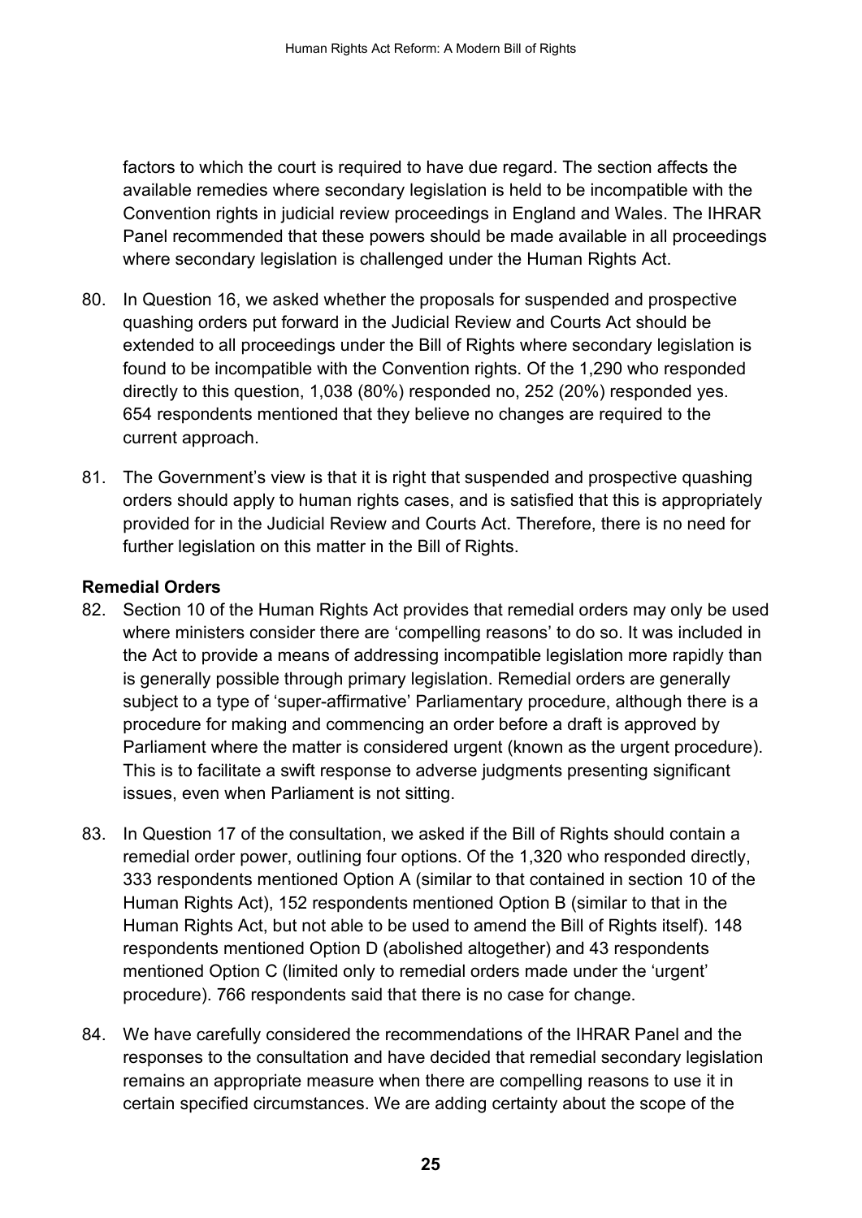factors to which the court is required to have due regard. The section affects the available remedies where secondary legislation is held to be incompatible with the Convention rights in judicial review proceedings in England and Wales. The IHRAR Panel recommended that these powers should be made available in all proceedings where secondary legislation is challenged under the Human Rights Act.

80. In Question 16, we asked whether the proposals for suspended and prospective quashing orders put forward in the Judicial Review and Courts Act should be extended to all proceedings under the Bill of Rights where secondary legislation is found to be incompatible with the Convention rights. Of the 1,290 who responded directly to this question, 1,038 (80%) responded no, 252 (20%) responded yes. 654 respondents mentioned that they believe no changes are required to the current approach.

81. The Government's view is that it is right that suspended and prospective quashing orders should apply to human rights cases, and is satisfied that this is appropriately provided for in the Judicial Review and Courts Act. Therefore, there is no need for further legislation on this matter in the Bill of Rights.

**Remedial Orders**

82. Section 10 of the Human Rights Act provides that remedial orders may only be used where ministers consider there are 'compelling reasons' to do so. It was included in the Act to provide a means of addressing incompatible legislation more rapidly than is generally possible through primary legislation. Remedial orders are generally subject to a type of 'super-affirmative' Parliamentary procedure, although there is a procedure for making and commencing an order before a draft is approved by Parliament where the matter is considered urgent (known as the urgent procedure). This is to facilitate a swift response to adverse judgments presenting significant issues, even when Parliament is not sitting.

83. In Question 17 of the consultation, we asked if the Bill of Rights should contain a remedial order power, outlining four options. Of the 1,320 who responded directly, 333 respondents mentioned Option A (similar to that contained in section 10 of the Human Rights Act), 152 respondents mentioned Option B (similar to that in the Human Rights Act, but not able to be used to amend the Bill of Rights itself). 148 respondents mentioned Option D (abolished altogether) and 43 respondents mentioned Option C (limited only to remedial orders made under the 'urgent' procedure). 766 respondents said that there is no case for change.

84. We have carefully considered the recommendations of the IHRAR Panel and the responses to the consultation and have decided that remedial secondary legislation remains an appropriate measure when there are compelling reasons to use it in certain specified circumstances. We are adding certainty about the scope of the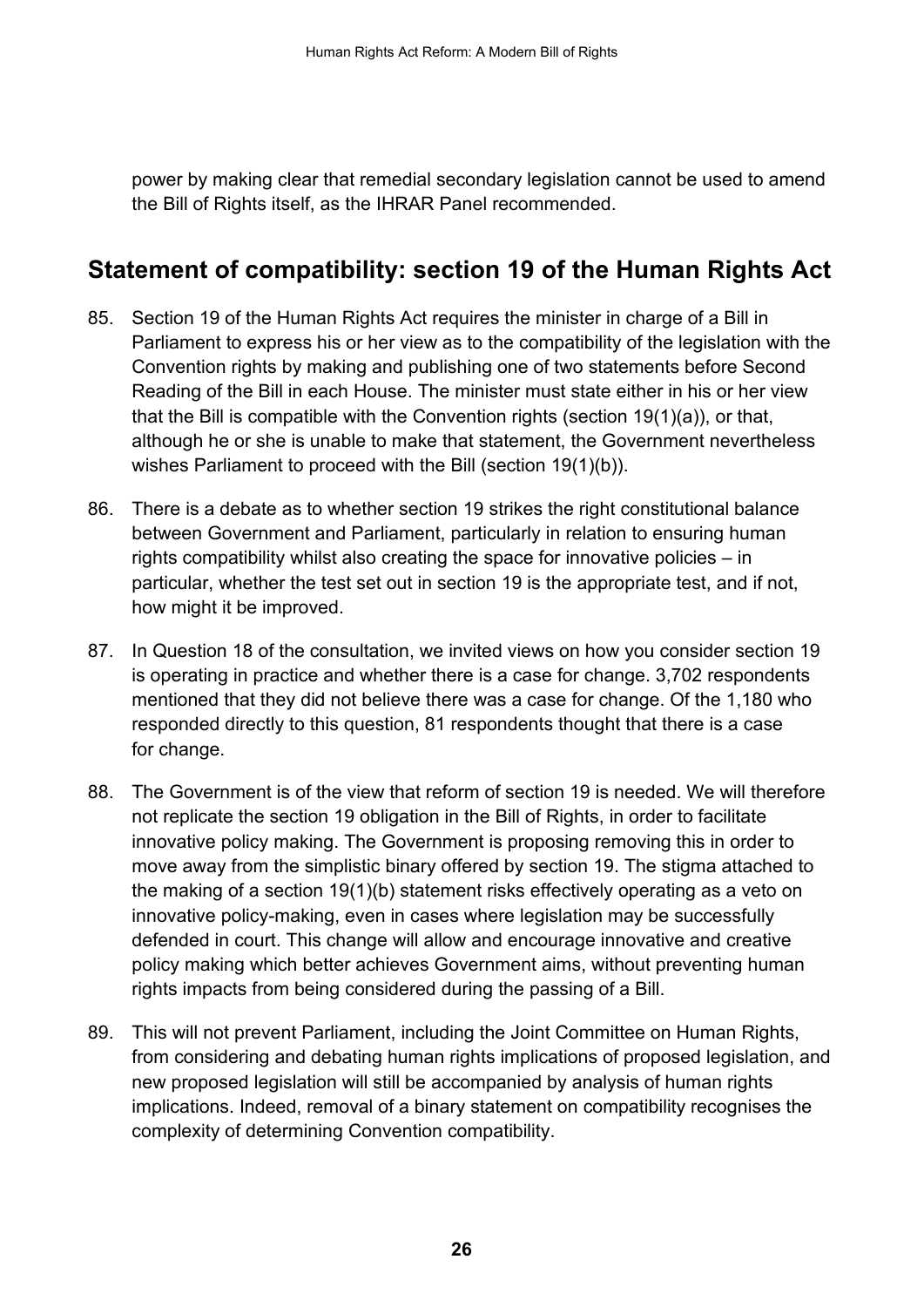power by making clear that remedial secondary legislation cannot be used to amend the Bill of Rights itself, as the IHRAR Panel recommended.

## Statement of compatibility: section 19 of the Human Rights Act

85. Section 19 of the Human Rights Act requires the minister in charge of a Bill in Parliament to express his or her view as to the compatibility of the legislation with the Convention rights by making and publishing one of two statements before Second Reading of the Bill in each House. The minister must state either in his or her view that the Bill is compatible with the Convention rights (section 19(1)(a)), or that, although he or she is unable to make that statement, the Government nevertheless wishes Parliament to proceed with the Bill (section 19(1)(b)).

86. There is a debate as to whether section 19 strikes the right constitutional balance between Government and Parliament, particularly in relation to ensuring human rights compatibility whilst also creating the space for innovative policies – in particular, whether the test set out in section 19 is the appropriate test, and if not, how might it be improved.

87. In Question 18 of the consultation, we invited views on how you consider section 19 is operating in practice and whether there is a case for change. 3,702 respondents mentioned that they did not believe there was a case for change. Of the 1,180 who responded directly to this question, 81 respondents thought that there is a case for change.

88. The Government is of the view that reform of section 19 is needed. We will therefore not replicate the section 19 obligation in the Bill of Rights, in order to facilitate innovative policy making. The Government is proposing removing this in order to move away from the simplistic binary offered by section 19. The stigma attached to the making of a section 19(1)(b) statement risks effectively operating as a veto on innovative policy-making, even in cases where legislation may be successfully defended in court. This change will allow and encourage innovative and creative policy making which better achieves Government aims, without preventing human rights impacts from being considered during the passing of a Bill.

89. This will not prevent Parliament, including the Joint Committee on Human Rights, from considering and debating human rights implications of proposed legislation, and new proposed legislation will still be accompanied by analysis of human rights implications. Indeed, removal of a binary statement on compatibility recognises the complexity of determining Convention compatibility.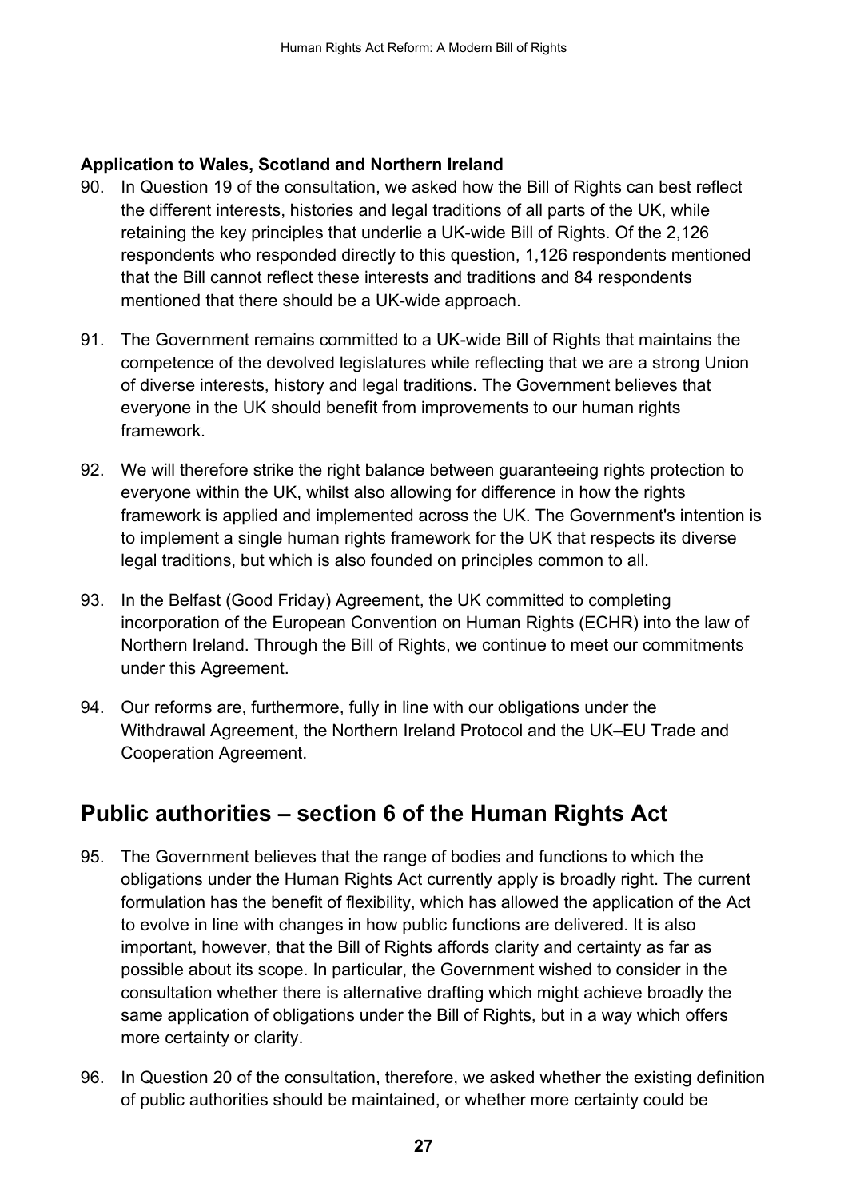**Application to Wales, Scotland and Northern Ireland**

90. In Question 19 of the consultation, we asked how the Bill of Rights can best reflect the different interests, histories and legal traditions of all parts of the UK, while retaining the key principles that underlie a UK-wide Bill of Rights. Of the 2,126 respondents who responded directly to this question, 1,126 respondents mentioned that the Bill cannot reflect these interests and traditions and 84 respondents mentioned that there should be a UK-wide approach.

91. The Government remains committed to a UK-wide Bill of Rights that maintains the competence of the devolved legislatures while reflecting that we are a strong Union of diverse interests, history and legal traditions. The Government believes that everyone in the UK should benefit from improvements to our human rights framework.

92. We will therefore strike the right balance between guaranteeing rights protection to everyone within the UK, whilst also allowing for difference in how the rights framework is applied and implemented across the UK. The Government's intention is to implement a single human rights framework for the UK that respects its diverse legal traditions, but which is also founded on principles common to all.

93. In the Belfast (Good Friday) Agreement, the UK committed to completing incorporation of the European Convention on Human Rights (ECHR) into the law of Northern Ireland. Through the Bill of Rights, we continue to meet our commitments under this Agreement.

94. Our reforms are, furthermore, fully in line with our obligations under the Withdrawal Agreement, the Northern Ireland Protocol and the UK–EU Trade and Cooperation Agreement.

## Public authorities – section 6 of the Human Rights Act

95. The Government believes that the range of bodies and functions to which the obligations under the Human Rights Act currently apply is broadly right. The current formulation has the benefit of flexibility, which has allowed the application of the Act to evolve in line with changes in how public functions are delivered. It is also important, however, that the Bill of Rights affords clarity and certainty as far as possible about its scope. In particular, the Government wished to consider in the consultation whether there is alternative drafting which might achieve broadly the same application of obligations under the Bill of Rights, but in a way which offers more certainty or clarity.

96. In Question 20 of the consultation, therefore, we asked whether the existing definition of public authorities should be maintained, or whether more certainty could be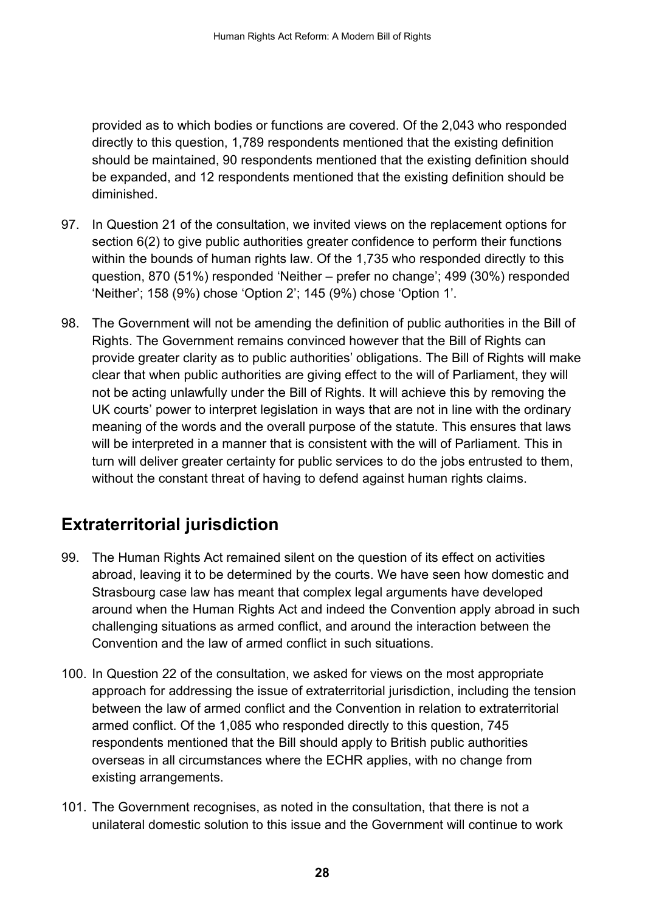provided as to which bodies or functions are covered. Of the 2,043 who responded directly to this question, 1,789 respondents mentioned that the existing definition should be maintained, 90 respondents mentioned that the existing definition should be expanded, and 12 respondents mentioned that the existing definition should be diminished.

97. In Question 21 of the consultation, we invited views on the replacement options for section 6(2) to give public authorities greater confidence to perform their functions within the bounds of human rights law. Of the 1,735 who responded directly to this question, 870 (51%) responded 'Neither – prefer no change'; 499 (30%) responded 'Neither'; 158 (9%) chose 'Option 2'; 145 (9%) chose 'Option 1'.

98. The Government will not be amending the definition of public authorities in the Bill of Rights. The Government remains convinced however that the Bill of Rights can provide greater clarity as to public authorities' obligations. The Bill of Rights will make clear that when public authorities are giving effect to the will of Parliament, they will not be acting unlawfully under the Bill of Rights. It will achieve this by removing the UK courts' power to interpret legislation in ways that are not in line with the ordinary meaning of the words and the overall purpose of the statute. This ensures that laws will be interpreted in a manner that is consistent with the will of Parliament. This in turn will deliver greater certainty for public services to do the jobs entrusted to them, without the constant threat of having to defend against human rights claims.

## Extraterritorial jurisdiction

99. The Human Rights Act remained silent on the question of its effect on activities abroad, leaving it to be determined by the courts. We have seen how domestic and Strasbourg case law has meant that complex legal arguments have developed around when the Human Rights Act and indeed the Convention apply abroad in such challenging situations as armed conflict, and around the interaction between the Convention and the law of armed conflict in such situations.

100. In Question 22 of the consultation, we asked for views on the most appropriate approach for addressing the issue of extraterritorial jurisdiction, including the tension between the law of armed conflict and the Convention in relation to extraterritorial armed conflict. Of the 1,085 who responded directly to this question, 745 respondents mentioned that the Bill should apply to British public authorities overseas in all circumstances where the ECHR applies, with no change from existing arrangements.

101. The Government recognises, as noted in the consultation, that there is not a unilateral domestic solution to this issue and the Government will continue to work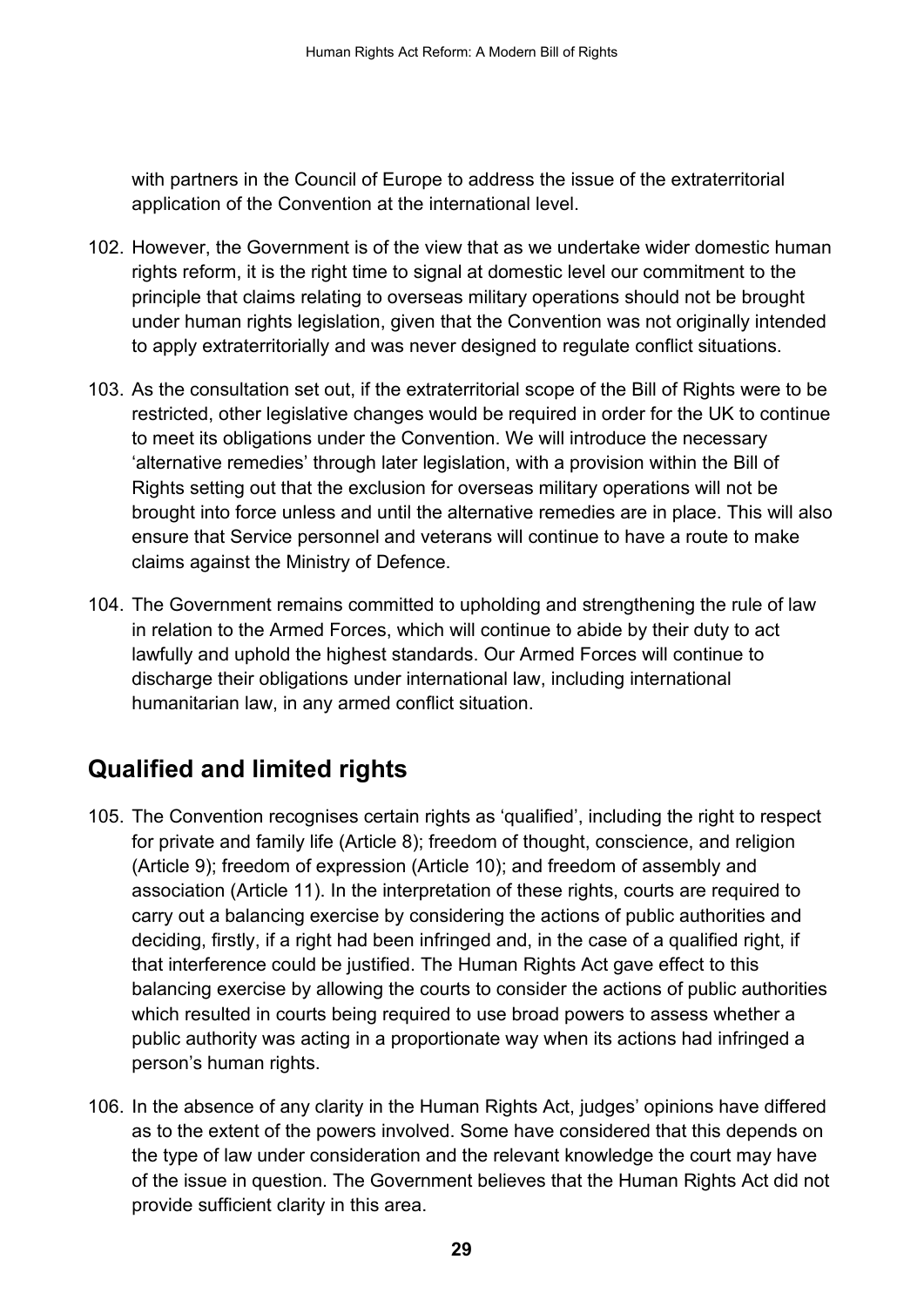with partners in the Council of Europe to address the issue of the extraterritorial application of the Convention at the international level.

102. However, the Government is of the view that as we undertake wider domestic human rights reform, it is the right time to signal at domestic level our commitment to the principle that claims relating to overseas military operations should not be brought under human rights legislation, given that the Convention was not originally intended to apply extraterritorially and was never designed to regulate conflict situations.

103. As the consultation set out, if the extraterritorial scope of the Bill of Rights were to be restricted, other legislative changes would be required in order for the UK to continue to meet its obligations under the Convention. We will introduce the necessary 'alternative remedies' through later legislation, with a provision within the Bill of Rights setting out that the exclusion for overseas military operations will not be brought into force unless and until the alternative remedies are in place. This will also ensure that Service personnel and veterans will continue to have a route to make claims against the Ministry of Defence.

104. The Government remains committed to upholding and strengthening the rule of law in relation to the Armed Forces, which will continue to abide by their duty to act lawfully and uphold the highest standards. Our Armed Forces will continue to discharge their obligations under international law, including international humanitarian law, in any armed conflict situation.

## Qualified and limited rights

105. The Convention recognises certain rights as 'qualified', including the right to respect for private and family life (Article 8); freedom of thought, conscience, and religion (Article 9); freedom of expression (Article 10); and freedom of assembly and association (Article 11). In the interpretation of these rights, courts are required to carry out a balancing exercise by considering the actions of public authorities and deciding, firstly, if a right had been infringed and, in the case of a qualified right, if that interference could be justified. The Human Rights Act gave effect to this balancing exercise by allowing the courts to consider the actions of public authorities which resulted in courts being required to use broad powers to assess whether a public authority was acting in a proportionate way when its actions had infringed a person's human rights.

106. In the absence of any clarity in the Human Rights Act, judges' opinions have differed as to the extent of the powers involved. Some have considered that this depends on the type of law under consideration and the relevant knowledge the court may have of the issue in question. The Government believes that the Human Rights Act did not provide sufficient clarity in this area.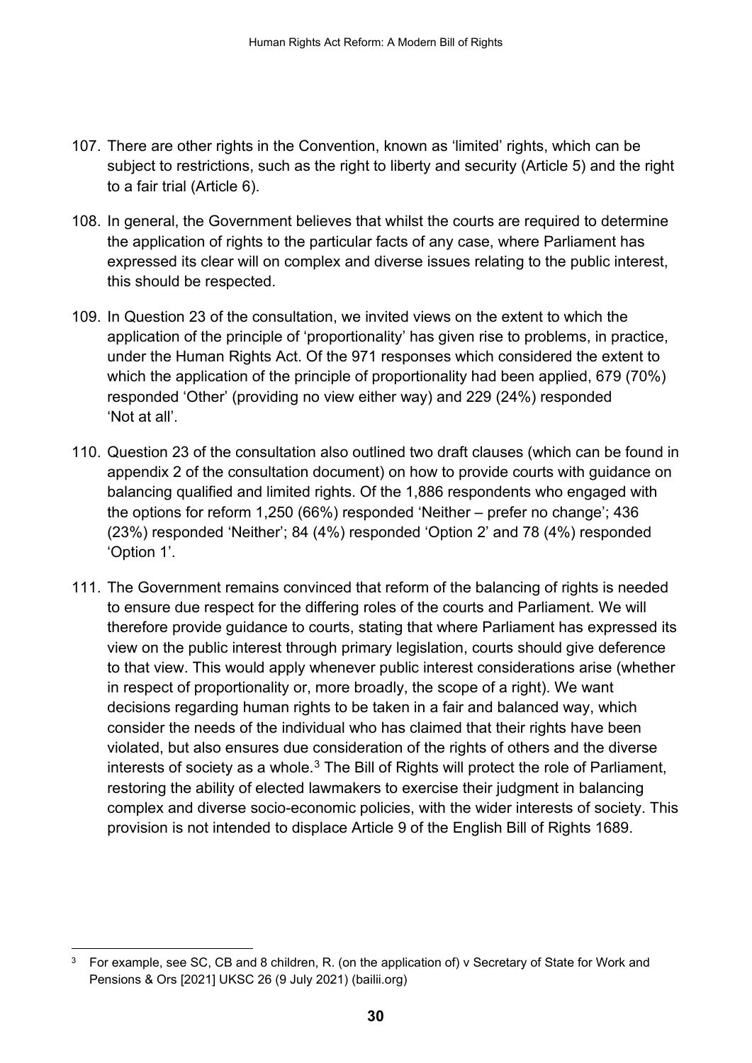107. There are other rights in the Convention, known as 'limited' rights, which can be subject to restrictions, such as the right to liberty and security (Article 5) and the right to a fair trial (Article 6).

108. In general, the Government believes that whilst the courts are required to determine the application of rights to the particular facts of any case, where Parliament has expressed its clear will on complex and diverse issues relating to the public interest, this should be respected.

109. In Question 23 of the consultation, we invited views on the extent to which the application of the principle of 'proportionality' has given rise to problems, in practice, under the Human Rights Act. Of the 971 responses which considered the extent to which the application of the principle of proportionality had been applied, 679 (70%) responded 'Other' (providing no view either way) and 229 (24%) responded 'Not at all'.

110. Question 23 of the consultation also outlined two draft clauses (which can be found in appendix 2 of the consultation document) on how to provide courts with guidance on balancing qualified and limited rights. Of the 1,886 respondents who engaged with the options for reform 1,250 (66%) responded 'Neither – prefer no change'; 436 (23%) responded 'Neither'; 84 (4%) responded 'Option 2' and 78 (4%) responded 'Option 1'.

111. The Government remains convinced that reform of the balancing of rights is needed to ensure due respect for the differing roles of the courts and Parliament. We will therefore provide guidance to courts, stating that where Parliament has expressed its view on the public interest through primary legislation, courts should give deference to that view. This would apply whenever public interest considerations arise (whether in respect of proportionality or, more broadly, the scope of a right). We want decisions regarding human rights to be taken in a fair and balanced way, which consider the needs of the individual who has claimed that their rights have been violated, but also ensures due consideration of the rights of others and the diverse interests of society as a whole.[3] The Bill of Rights will protect the role of Parliament, restoring the ability of elected lawmakers to exercise their judgment in balancing complex and diverse socio-economic policies, with the wider interests of society. This provision is not intended to displace Article 9 of the English Bill of Rights 1689.

[3] For example, see SC, CB and 8 children, R. (on the application of) v Secretary of State for Work and Pensions & Ors [2021] UKSC 26 (9 July 2021) (bailii.org)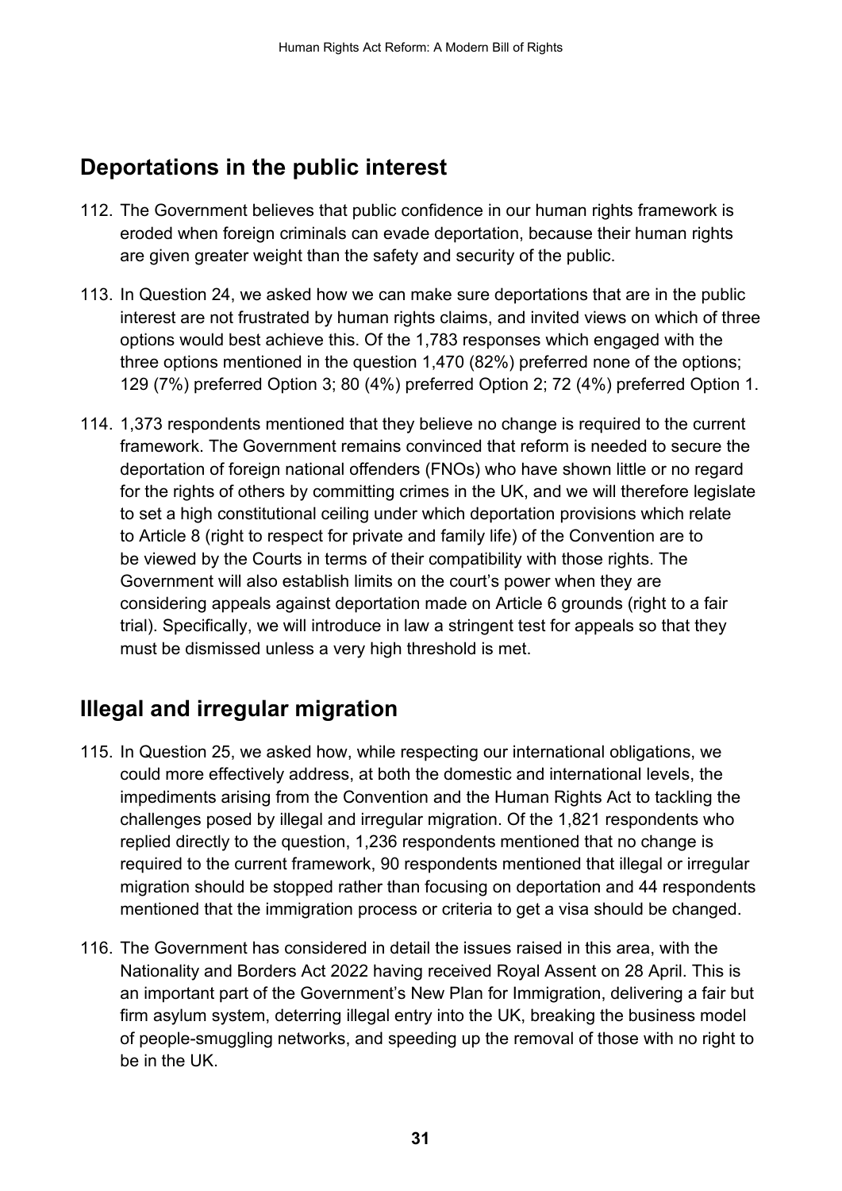## Deportations in the public interest

112. The Government believes that public confidence in our human rights framework is eroded when foreign criminals can evade deportation, because their human rights are given greater weight than the safety and security of the public.

113. In Question 24, we asked how we can make sure deportations that are in the public interest are not frustrated by human rights claims, and invited views on which of three options would best achieve this. Of the 1,783 responses which engaged with the three options mentioned in the question 1,470 (82%) preferred none of the options; 129 (7%) preferred Option 3; 80 (4%) preferred Option 2; 72 (4%) preferred Option 1.

114. 1,373 respondents mentioned that they believe no change is required to the current framework. The Government remains convinced that reform is needed to secure the deportation of foreign national offenders (FNOs) who have shown little or no regard for the rights of others by committing crimes in the UK, and we will therefore legislate to set a high constitutional ceiling under which deportation provisions which relate to Article 8 (right to respect for private and family life) of the Convention are to be viewed by the Courts in terms of their compatibility with those rights. The Government will also establish limits on the court's power when they are considering appeals against deportation made on Article 6 grounds (right to a fair trial). Specifically, we will introduce in law a stringent test for appeals so that they must be dismissed unless a very high threshold is met.

## Illegal and irregular migration

115. In Question 25, we asked how, while respecting our international obligations, we could more effectively address, at both the domestic and international levels, the impediments arising from the Convention and the Human Rights Act to tackling the challenges posed by illegal and irregular migration. Of the 1,821 respondents who replied directly to the question, 1,236 respondents mentioned that no change is required to the current framework, 90 respondents mentioned that illegal or irregular migration should be stopped rather than focusing on deportation and 44 respondents mentioned that the immigration process or criteria to get a visa should be changed.

116. The Government has considered in detail the issues raised in this area, with the Nationality and Borders Act 2022 having received Royal Assent on 28 April. This is an important part of the Government's New Plan for Immigration, delivering a fair but firm asylum system, deterring illegal entry into the UK, breaking the business model of people-smuggling networks, and speeding up the removal of those with no right to be in the UK.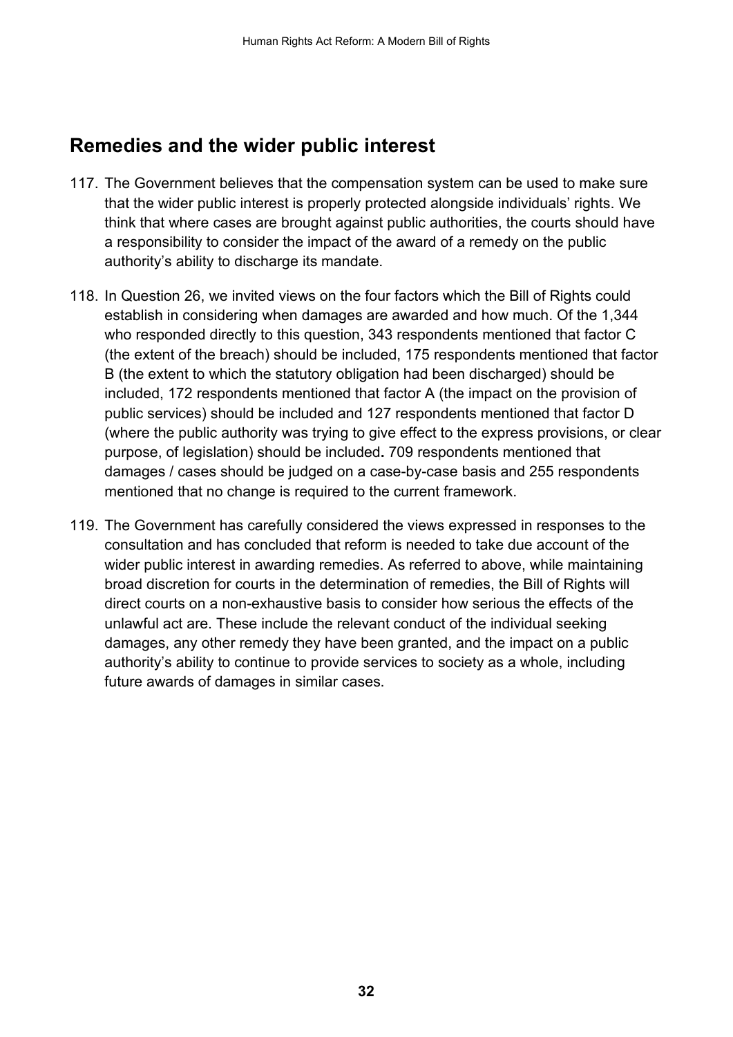## Remedies and the wider public interest

117. The Government believes that the compensation system can be used to make sure that the wider public interest is properly protected alongside individuals' rights. We think that where cases are brought against public authorities, the courts should have a responsibility to consider the impact of the award of a remedy on the public authority's ability to discharge its mandate.

118. In Question 26, we invited views on the four factors which the Bill of Rights could establish in considering when damages are awarded and how much. Of the 1,344 who responded directly to this question, 343 respondents mentioned that factor C (the extent of the breach) should be included, 175 respondents mentioned that factor B (the extent to which the statutory obligation had been discharged) should be included, 172 respondents mentioned that factor A (the impact on the provision of public services) should be included and 127 respondents mentioned that factor D (where the public authority was trying to give effect to the express provisions, or clear purpose, of legislation) should be included**.** 709 respondents mentioned that damages / cases should be judged on a case-by-case basis and 255 respondents mentioned that no change is required to the current framework.

119. The Government has carefully considered the views expressed in responses to the consultation and has concluded that reform is needed to take due account of the wider public interest in awarding remedies. As referred to above, while maintaining broad discretion for courts in the determination of remedies, the Bill of Rights will direct courts on a non-exhaustive basis to consider how serious the effects of the unlawful act are. These include the relevant conduct of the individual seeking damages, any other remedy they have been granted, and the impact on a public authority's ability to continue to provide services to society as a whole, including future awards of damages in similar cases.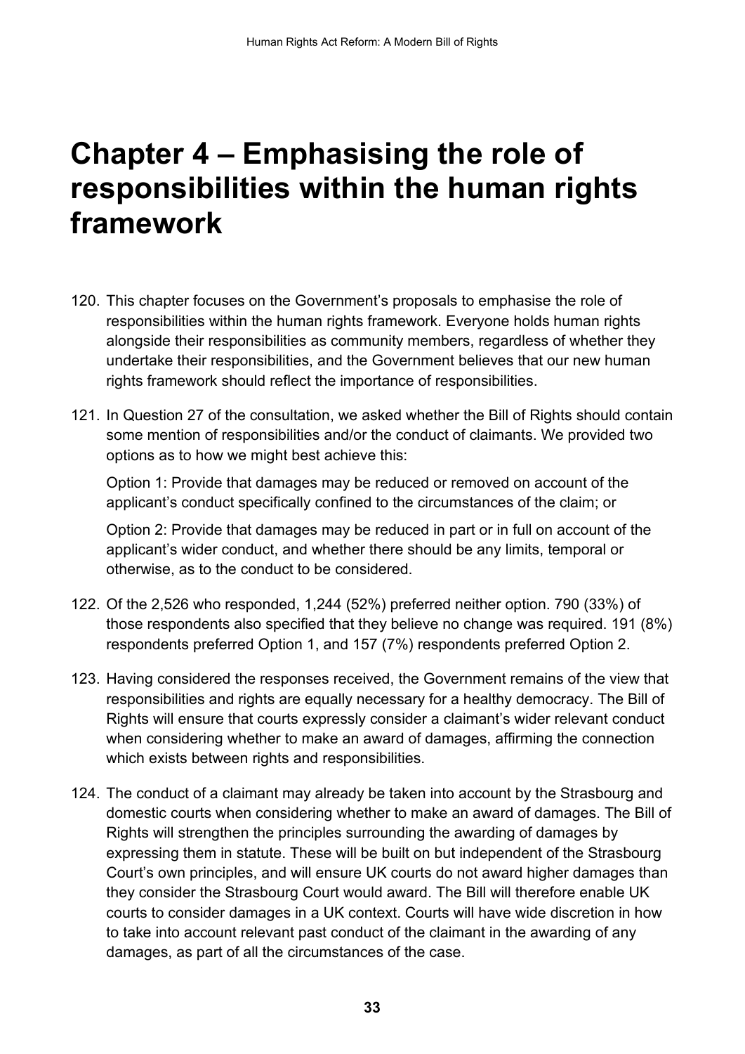# Chapter 4 – Emphasising the role of responsibilities within the human rights framework

120. This chapter focuses on the Government's proposals to emphasise the role of responsibilities within the human rights framework. Everyone holds human rights alongside their responsibilities as community members, regardless of whether they undertake their responsibilities, and the Government believes that our new human rights framework should reflect the importance of responsibilities.

121. In Question 27 of the consultation, we asked whether the Bill of Rights should contain some mention of responsibilities and/or the conduct of claimants. We provided two options as to how we might best achieve this:

     Option 1: Provide that damages may be reduced or removed on account of the applicant's conduct specifically confined to the circumstances of the claim; or

     Option 2: Provide that damages may be reduced in part or in full on account of the applicant's wider conduct, and whether there should be any limits, temporal or otherwise, as to the conduct to be considered.

122. Of the 2,526 who responded, 1,244 (52%) preferred neither option. 790 (33%) of those respondents also specified that they believe no change was required. 191 (8%) respondents preferred Option 1, and 157 (7%) respondents preferred Option 2.

123. Having considered the responses received, the Government remains of the view that responsibilities and rights are equally necessary for a healthy democracy. The Bill of Rights will ensure that courts expressly consider a claimant's wider relevant conduct when considering whether to make an award of damages, affirming the connection which exists between rights and responsibilities.

124. The conduct of a claimant may already be taken into account by the Strasbourg and domestic courts when considering whether to make an award of damages. The Bill of Rights will strengthen the principles surrounding the awarding of damages by expressing them in statute. These will be built on but independent of the Strasbourg Court's own principles, and will ensure UK courts do not award higher damages than they consider the Strasbourg Court would award. The Bill will therefore enable UK courts to consider damages in a UK context. Courts will have wide discretion in how to take into account relevant past conduct of the claimant in the awarding of any damages, as part of all the circumstances of the case.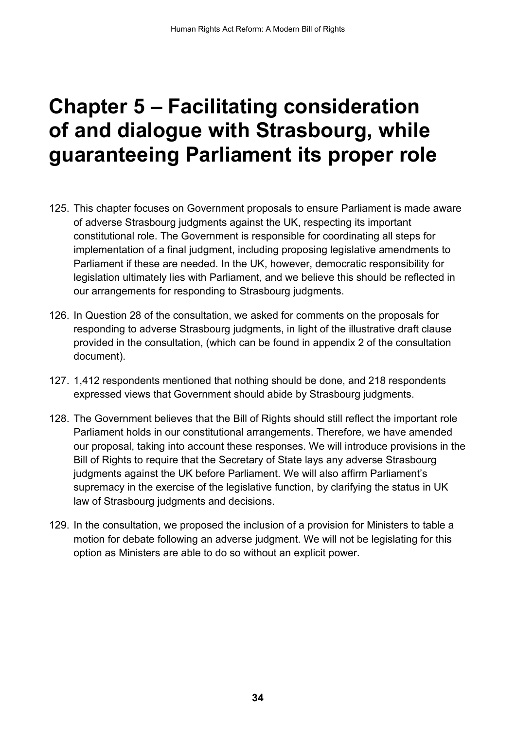# Chapter 5 – Facilitating consideration of and dialogue with Strasbourg, while guaranteeing Parliament its proper role

125. This chapter focuses on Government proposals to ensure Parliament is made aware of adverse Strasbourg judgments against the UK, respecting its important constitutional role. The Government is responsible for coordinating all steps for implementation of a final judgment, including proposing legislative amendments to Parliament if these are needed. In the UK, however, democratic responsibility for legislation ultimately lies with Parliament, and we believe this should be reflected in our arrangements for responding to Strasbourg judgments.

126. In Question 28 of the consultation, we asked for comments on the proposals for responding to adverse Strasbourg judgments, in light of the illustrative draft clause provided in the consultation, (which can be found in appendix 2 of the consultation document).

127. 1,412 respondents mentioned that nothing should be done, and 218 respondents expressed views that Government should abide by Strasbourg judgments.

128. The Government believes that the Bill of Rights should still reflect the important role Parliament holds in our constitutional arrangements. Therefore, we have amended our proposal, taking into account these responses. We will introduce provisions in the Bill of Rights to require that the Secretary of State lays any adverse Strasbourg judgments against the UK before Parliament. We will also affirm Parliament's supremacy in the exercise of the legislative function, by clarifying the status in UK law of Strasbourg judgments and decisions.

129. In the consultation, we proposed the inclusion of a provision for Ministers to table a motion for debate following an adverse judgment. We will not be legislating for this option as Ministers are able to do so without an explicit power.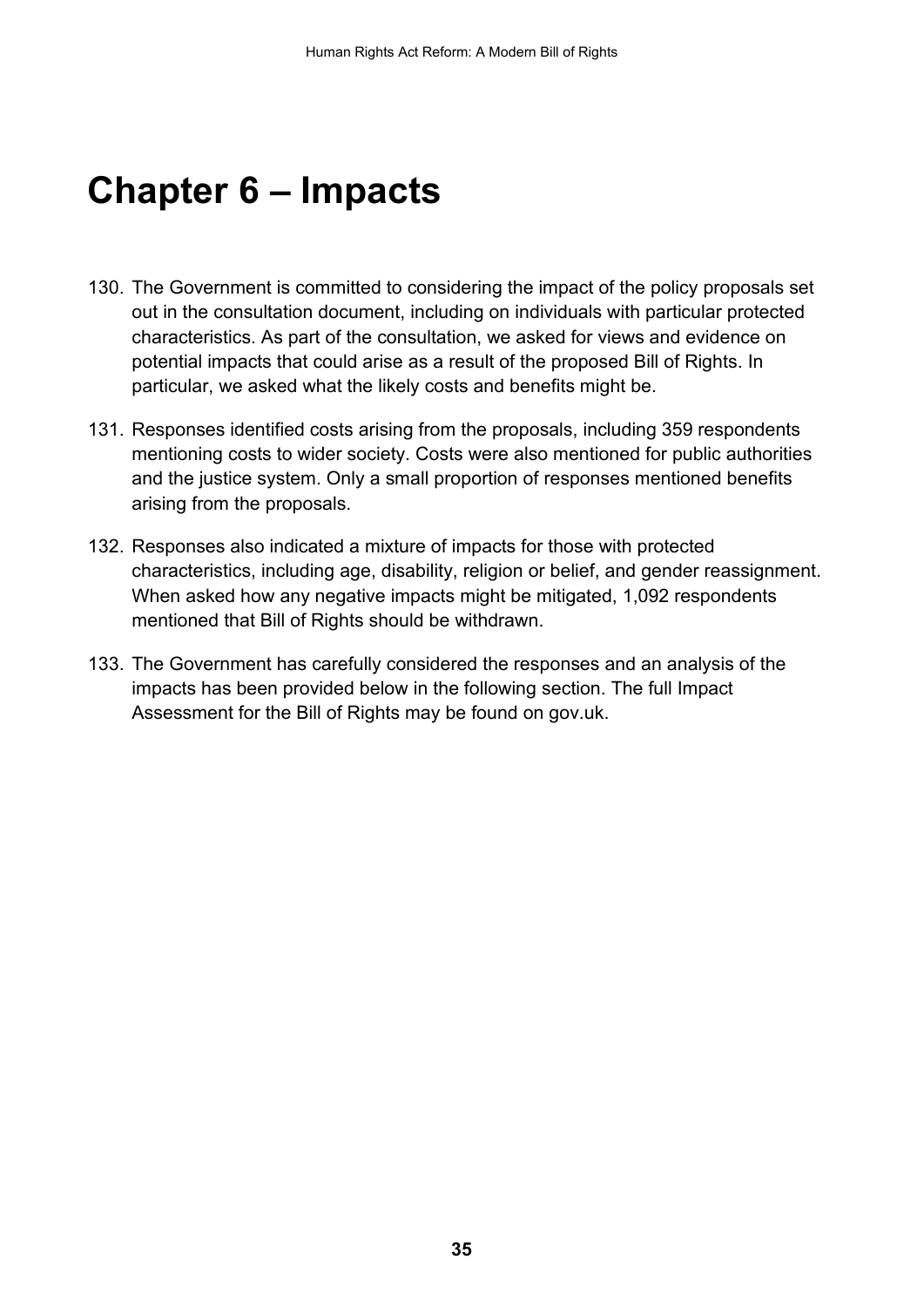# Chapter 6 – Impacts

130. The Government is committed to considering the impact of the policy proposals set out in the consultation document, including on individuals with particular protected characteristics. As part of the consultation, we asked for views and evidence on potential impacts that could arise as a result of the proposed Bill of Rights. In particular, we asked what the likely costs and benefits might be.

131. Responses identified costs arising from the proposals, including 359 respondents mentioning costs to wider society. Costs were also mentioned for public authorities and the justice system. Only a small proportion of responses mentioned benefits arising from the proposals.

132. Responses also indicated a mixture of impacts for those with protected characteristics, including age, disability, religion or belief, and gender reassignment. When asked how any negative impacts might be mitigated, 1,092 respondents mentioned that Bill of Rights should be withdrawn.

133. The Government has carefully considered the responses and an analysis of the impacts has been provided below in the following section. The full Impact Assessment for the Bill of Rights may be found on gov.uk.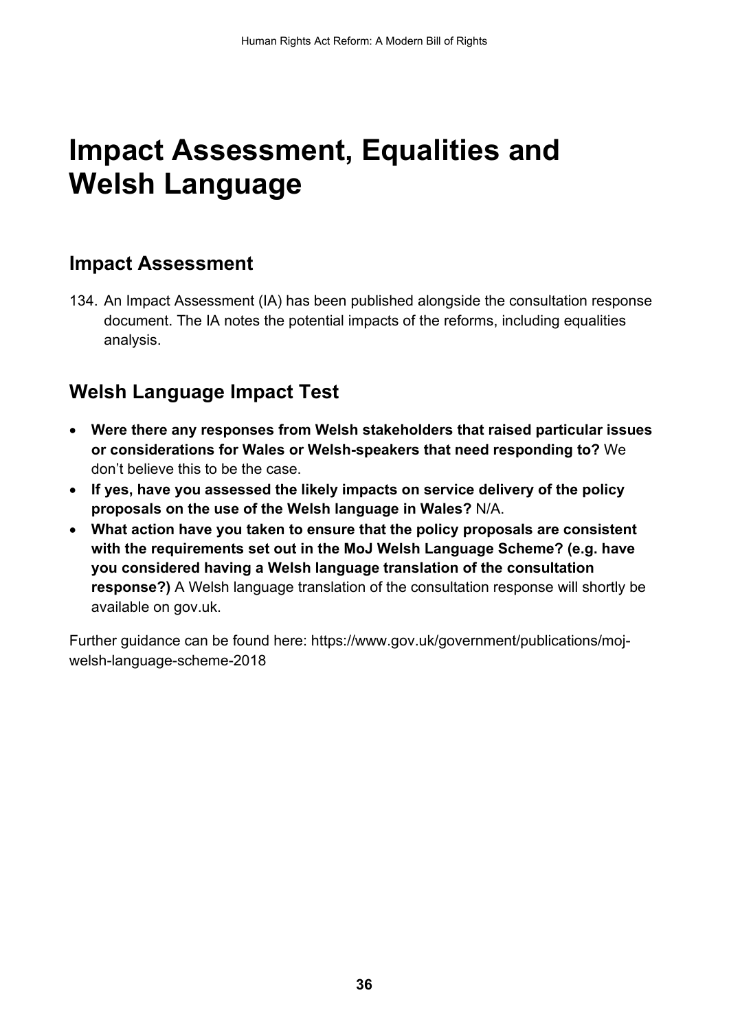# Impact Assessment, Equalities and Welsh Language

## Impact Assessment

134. An Impact Assessment (IA) has been published alongside the consultation response document. The IA notes the potential impacts of the reforms, including equalities analysis.

## Welsh Language Impact Test

- **Were there any responses from Welsh stakeholders that raised particular issues or considerations for Wales or Welsh-speakers that need responding to?** We don't believe this to be the case.
- **If yes, have you assessed the likely impacts on service delivery of the policy proposals on the use of the Welsh language in Wales?** N/A.
- **What action have you taken to ensure that the policy proposals are consistent with the requirements set out in the MoJ Welsh Language Scheme? (e.g. have you considered having a Welsh language translation of the consultation response?)** A Welsh language translation of the consultation response will shortly be available on gov.uk.

Further guidance can be found here: https://www.gov.uk/government/publications/moj-welsh-language-scheme-2018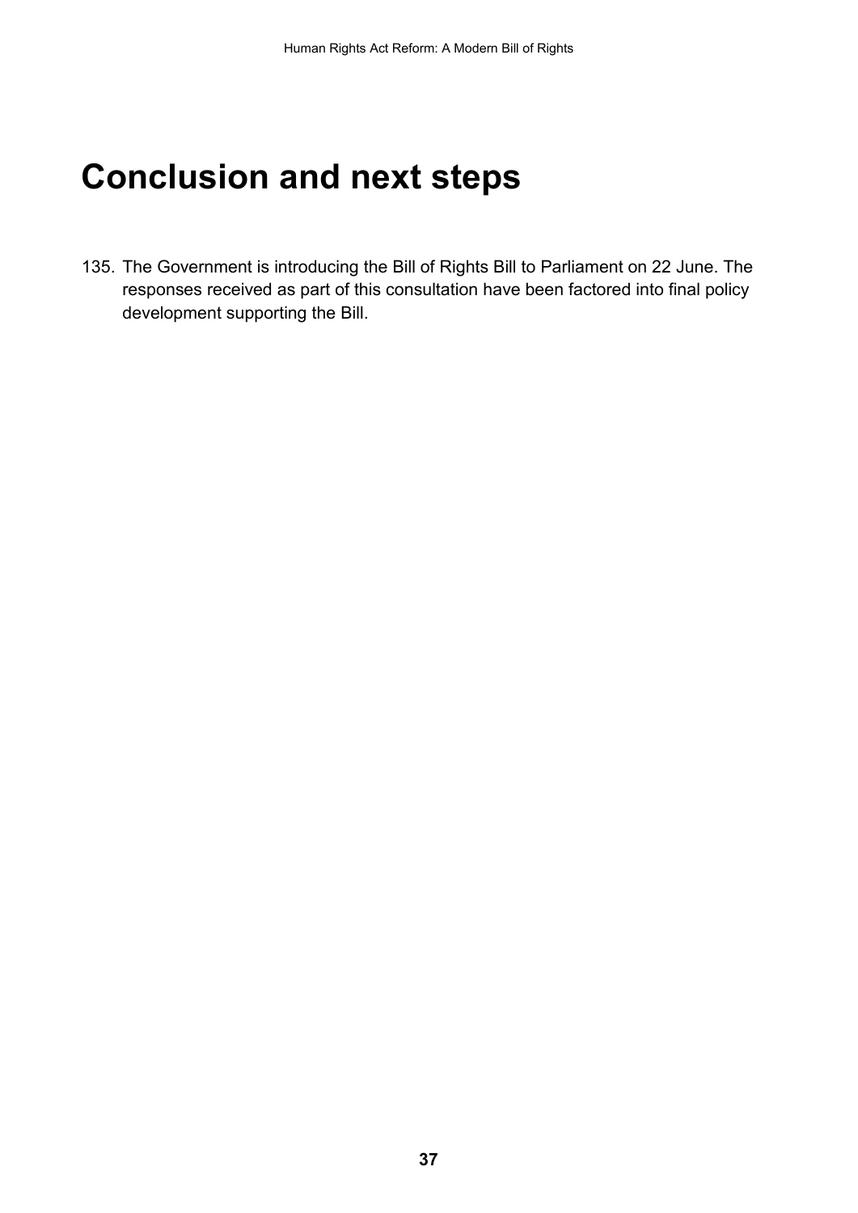# Conclusion and next steps

135. The Government is introducing the Bill of Rights Bill to Parliament on 22 June. The responses received as part of this consultation have been factored into final policy development supporting the Bill.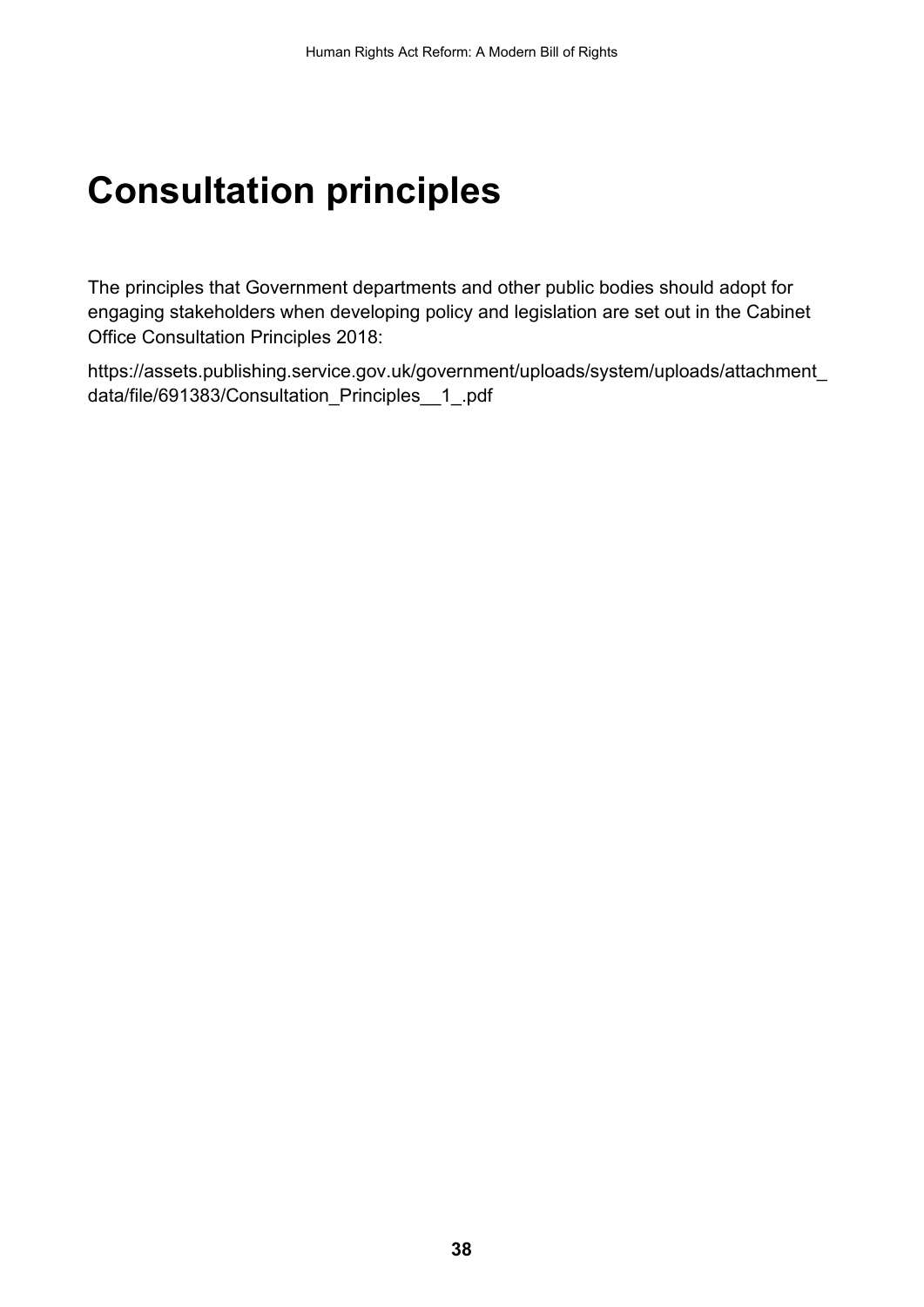# Consultation principles

The principles that Government departments and other public bodies should adopt for engaging stakeholders when developing policy and legislation are set out in the Cabinet Office Consultation Principles 2018:

https://assets.publishing.service.gov.uk/government/uploads/system/uploads/attachment_data/file/691383/Consultation_Principles__1_.pdf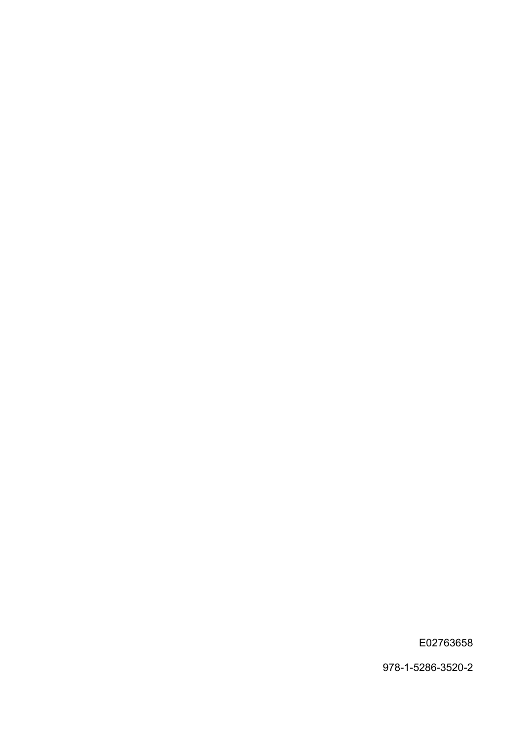E02763658

978-1-5286-3520-2